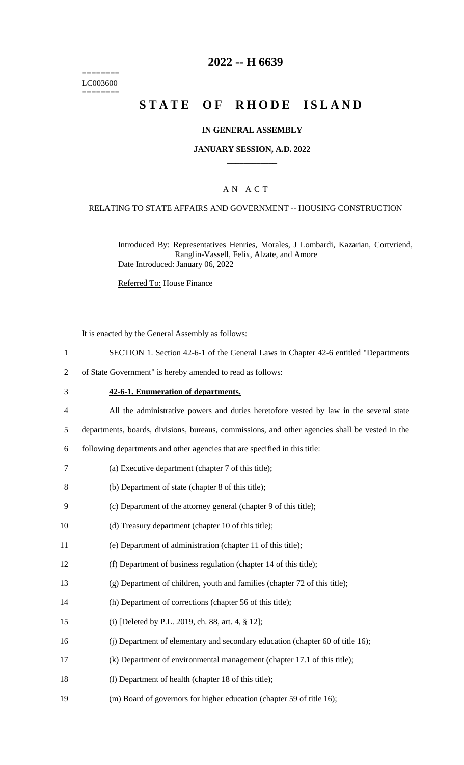========
LC003600
========

# 2022 -- H 6639

# STATE OF RHODE ISLAND

## IN GENERAL ASSEMBLY

### JANUARY SESSION, A.D. 2022

____________

A N A C T

RELATING TO STATE AFFAIRS AND GOVERNMENT -- HOUSING CONSTRUCTION

Introduced By: Representatives Henries, Morales, J Lombardi, Kazarian, Cortvriend, Ranglin-Vassell, Felix, Alzate, and Amore

Date Introduced: January 06, 2022

Referred To: House Finance

It is enacted by the General Assembly as follows:

1 SECTION 1. Section 42-6-1 of the General Laws in Chapter 42-6 entitled "Departments
2 of State Government" is hereby amended to read as follows:

3 **42-6-1. Enumeration of departments.**

4 All the administrative powers and duties heretofore vested by law in the several state
5 departments, boards, divisions, bureaus, commissions, and other agencies shall be vested in the
6 following departments and other agencies that are specified in this title:

7 (a) Executive department (chapter 7 of this title);

8 (b) Department of state (chapter 8 of this title);

9 (c) Department of the attorney general (chapter 9 of this title);

10 (d) Treasury department (chapter 10 of this title);

11 (e) Department of administration (chapter 11 of this title);

12 (f) Department of business regulation (chapter 14 of this title);

13 (g) Department of children, youth and families (chapter 72 of this title);

14 (h) Department of corrections (chapter 56 of this title);

15 (i) [Deleted by P.L. 2019, ch. 88, art. 4, § 12];

16 (j) Department of elementary and secondary education (chapter 60 of title 16);

17 (k) Department of environmental management (chapter 17.1 of this title);

18 (l) Department of health (chapter 18 of this title);

19 (m) Board of governors for higher education (chapter 59 of title 16);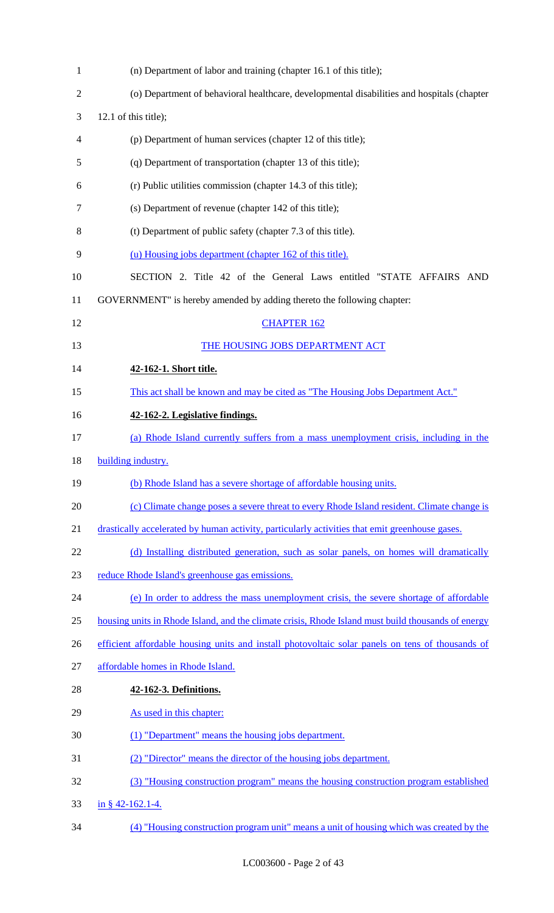(n) Department of labor and training (chapter 16.1 of this title);

(o) Department of behavioral healthcare, developmental disabilities and hospitals (chapter 12.1 of this title);

(p) Department of human services (chapter 12 of this title);

(q) Department of transportation (chapter 13 of this title);

(r) Public utilities commission (chapter 14.3 of this title);

(s) Department of revenue (chapter 142 of this title);

(t) Department of public safety (chapter 7.3 of this title).

(u) Housing jobs department (chapter 162 of this title).

SECTION 2. Title 42 of the General Laws entitled "STATE AFFAIRS AND GOVERNMENT" is hereby amended by adding thereto the following chapter:

CHAPTER 162

THE HOUSING JOBS DEPARTMENT ACT

**42-162-1. Short title.**

This act shall be known and may be cited as "The Housing Jobs Department Act."

**42-162-2. Legislative findings.**

(a) Rhode Island currently suffers from a mass unemployment crisis, including in the building industry.

(b) Rhode Island has a severe shortage of affordable housing units.

(c) Climate change poses a severe threat to every Rhode Island resident. Climate change is drastically accelerated by human activity, particularly activities that emit greenhouse gases.

(d) Installing distributed generation, such as solar panels, on homes will dramatically reduce Rhode Island's greenhouse gas emissions.

(e) In order to address the mass unemployment crisis, the severe shortage of affordable housing units in Rhode Island, and the climate crisis, Rhode Island must build thousands of energy efficient affordable housing units and install photovoltaic solar panels on tens of thousands of affordable homes in Rhode Island.

**42-162-3. Definitions.**

As used in this chapter:

(1) "Department" means the housing jobs department.

(2) "Director" means the director of the housing jobs department.

(3) "Housing construction program" means the housing construction program established in § 42-162.1-4.

(4) "Housing construction program unit" means a unit of housing which was created by the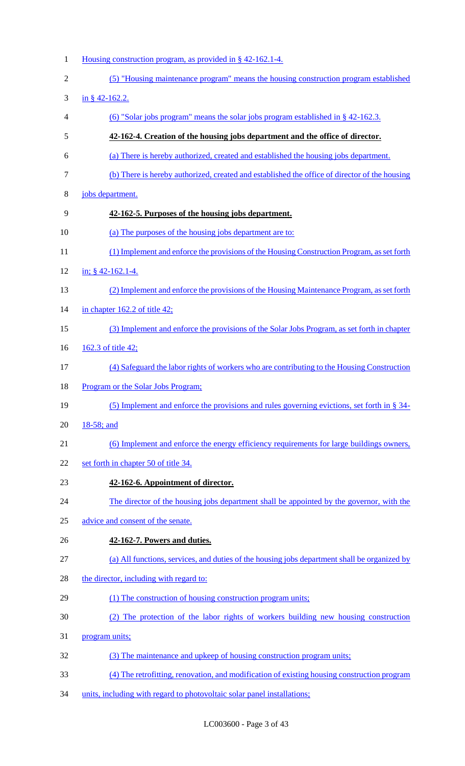Housing construction program, as provided in § 42-162.1-4.

(5) "Housing maintenance program" means the housing construction program established in § 42-162.2.

(6) "Solar jobs program" means the solar jobs program established in § 42-162.3.

**42-162-4. Creation of the housing jobs department and the office of director.**

(a) There is hereby authorized, created and established the housing jobs department.

(b) There is hereby authorized, created and established the office of director of the housing jobs department.

**42-162-5. Purposes of the housing jobs department.**

(a) The purposes of the housing jobs department are to:

(1) Implement and enforce the provisions of the Housing Construction Program, as set forth in; § 42-162.1-4.

(2) Implement and enforce the provisions of the Housing Maintenance Program, as set forth in chapter 162.2 of title 42;

(3) Implement and enforce the provisions of the Solar Jobs Program, as set forth in chapter 162.3 of title 42;

(4) Safeguard the labor rights of workers who are contributing to the Housing Construction Program or the Solar Jobs Program;

(5) Implement and enforce the provisions and rules governing evictions, set forth in § 34-18-58; and

(6) Implement and enforce the energy efficiency requirements for large buildings owners, set forth in chapter 50 of title 34.

**42-162-6. Appointment of director.**

The director of the housing jobs department shall be appointed by the governor, with the advice and consent of the senate.

**42-162-7. Powers and duties.**

(a) All functions, services, and duties of the housing jobs department shall be organized by the director, including with regard to:

(1) The construction of housing construction program units;

(2) The protection of the labor rights of workers building new housing construction program units;

(3) The maintenance and upkeep of housing construction program units;

(4) The retrofitting, renovation, and modification of existing housing construction program units, including with regard to photovoltaic solar panel installations;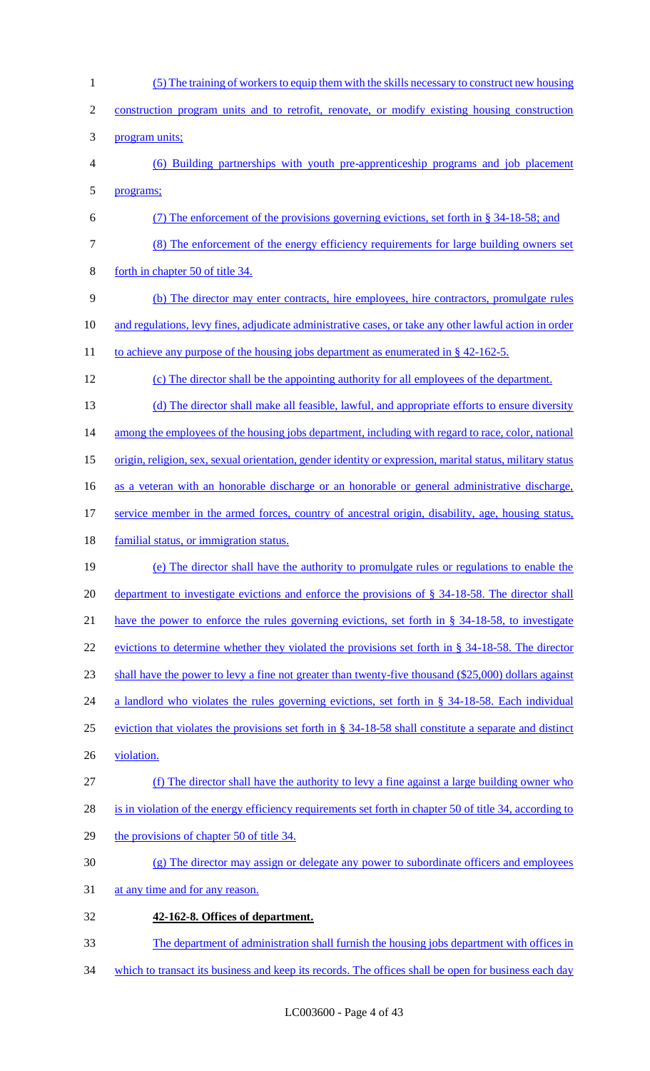(5) The training of workers to equip them with the skills necessary to construct new housing construction program units and to retrofit, renovate, or modify existing housing construction program units;

(6) Building partnerships with youth pre-apprenticeship programs and job placement programs;

(7) The enforcement of the provisions governing evictions, set forth in § 34-18-58; and

(8) The enforcement of the energy efficiency requirements for large building owners set forth in chapter 50 of title 34.

(b) The director may enter contracts, hire employees, hire contractors, promulgate rules and regulations, levy fines, adjudicate administrative cases, or take any other lawful action in order to achieve any purpose of the housing jobs department as enumerated in § 42-162-5.

(c) The director shall be the appointing authority for all employees of the department.

(d) The director shall make all feasible, lawful, and appropriate efforts to ensure diversity among the employees of the housing jobs department, including with regard to race, color, national origin, religion, sex, sexual orientation, gender identity or expression, marital status, military status as a veteran with an honorable discharge or an honorable or general administrative discharge, service member in the armed forces, country of ancestral origin, disability, age, housing status, familial status, or immigration status.

(e) The director shall have the authority to promulgate rules or regulations to enable the department to investigate evictions and enforce the provisions of § 34-18-58. The director shall have the power to enforce the rules governing evictions, set forth in § 34-18-58, to investigate evictions to determine whether they violated the provisions set forth in § 34-18-58. The director shall have the power to levy a fine not greater than twenty-five thousand ($25,000) dollars against a landlord who violates the rules governing evictions, set forth in § 34-18-58. Each individual eviction that violates the provisions set forth in § 34-18-58 shall constitute a separate and distinct violation.

(f) The director shall have the authority to levy a fine against a large building owner who is in violation of the energy efficiency requirements set forth in chapter 50 of title 34, according to the provisions of chapter 50 of title 34.

(g) The director may assign or delegate any power to subordinate officers and employees at any time and for any reason.

**42-162-8. Offices of department.**

The department of administration shall furnish the housing jobs department with offices in which to transact its business and keep its records. The offices shall be open for business each day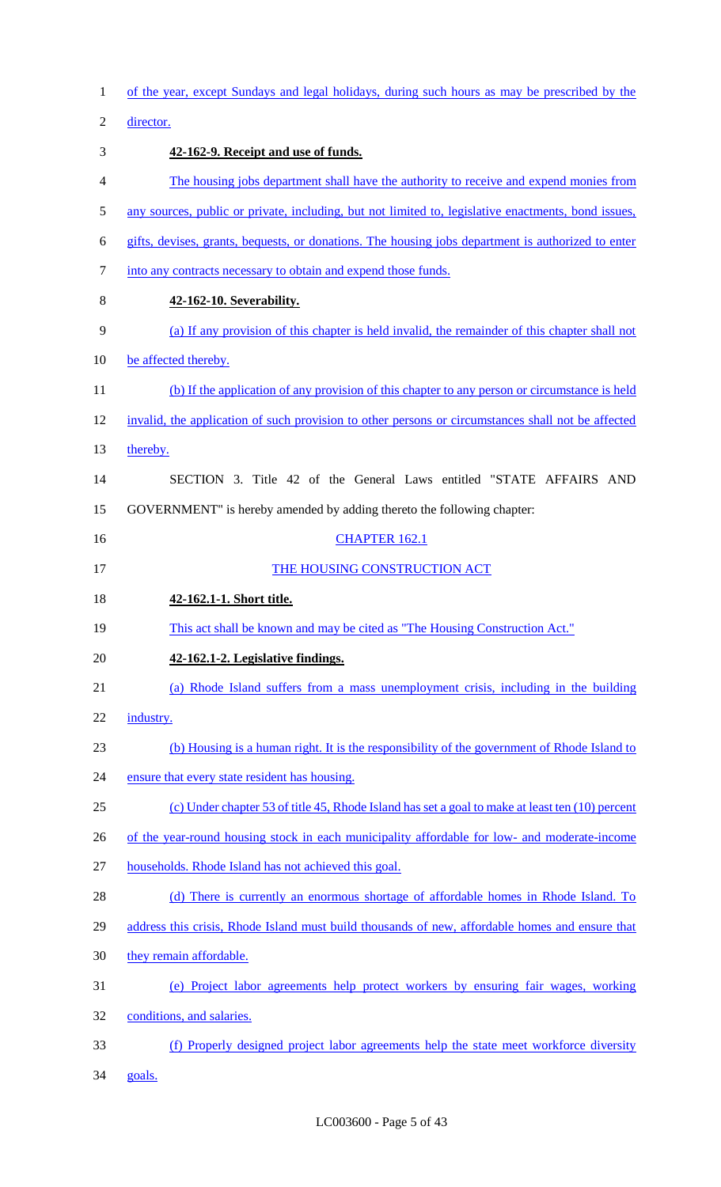of the year, except Sundays and legal holidays, during such hours as may be prescribed by the director.

**42-162-9. Receipt and use of funds.**

The housing jobs department shall have the authority to receive and expend monies from any sources, public or private, including, but not limited to, legislative enactments, bond issues, gifts, devises, grants, bequests, or donations. The housing jobs department is authorized to enter into any contracts necessary to obtain and expend those funds.

**42-162-10. Severability.**

(a) If any provision of this chapter is held invalid, the remainder of this chapter shall not be affected thereby.

(b) If the application of any provision of this chapter to any person or circumstance is held invalid, the application of such provision to other persons or circumstances shall not be affected thereby.

SECTION 3. Title 42 of the General Laws entitled "STATE AFFAIRS AND GOVERNMENT" is hereby amended by adding thereto the following chapter:

CHAPTER 162.1

THE HOUSING CONSTRUCTION ACT

**42-162.1-1. Short title.**

This act shall be known and may be cited as "The Housing Construction Act."

**42-162.1-2. Legislative findings.**

(a) Rhode Island suffers from a mass unemployment crisis, including in the building industry.

(b) Housing is a human right. It is the responsibility of the government of Rhode Island to ensure that every state resident has housing.

(c) Under chapter 53 of title 45, Rhode Island has set a goal to make at least ten (10) percent of the year-round housing stock in each municipality affordable for low- and moderate-income households. Rhode Island has not achieved this goal.

(d) There is currently an enormous shortage of affordable homes in Rhode Island. To address this crisis, Rhode Island must build thousands of new, affordable homes and ensure that they remain affordable.

(e) Project labor agreements help protect workers by ensuring fair wages, working conditions, and salaries.

(f) Properly designed project labor agreements help the state meet workforce diversity goals.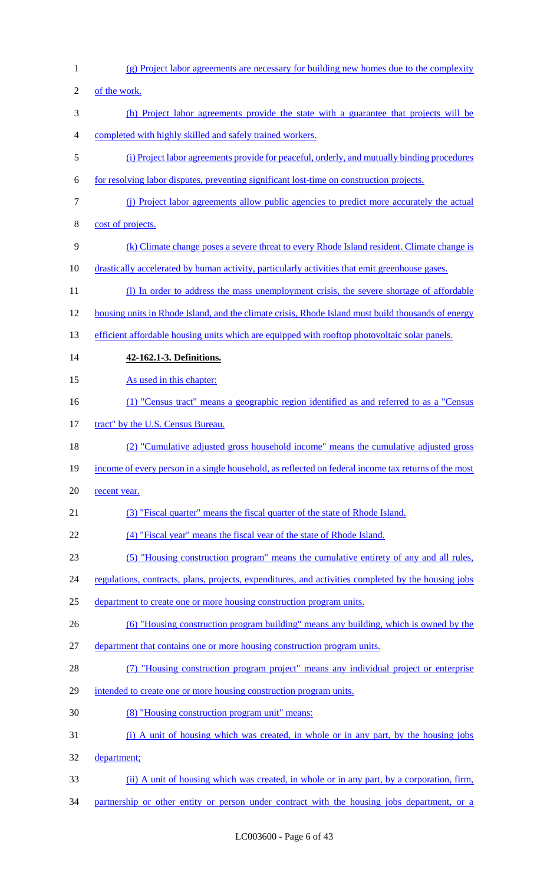(g) Project labor agreements are necessary for building new homes due to the complexity of the work.

(h) Project labor agreements provide the state with a guarantee that projects will be completed with highly skilled and safely trained workers.

(i) Project labor agreements provide for peaceful, orderly, and mutually binding procedures for resolving labor disputes, preventing significant lost-time on construction projects.

(j) Project labor agreements allow public agencies to predict more accurately the actual cost of projects.

(k) Climate change poses a severe threat to every Rhode Island resident. Climate change is drastically accelerated by human activity, particularly activities that emit greenhouse gases.

(l) In order to address the mass unemployment crisis, the severe shortage of affordable housing units in Rhode Island, and the climate crisis, Rhode Island must build thousands of energy efficient affordable housing units which are equipped with rooftop photovoltaic solar panels.

**42-162.1-3. Definitions.**

As used in this chapter:

(1) "Census tract" means a geographic region identified as and referred to as a "Census tract" by the U.S. Census Bureau.

(2) "Cumulative adjusted gross household income" means the cumulative adjusted gross income of every person in a single household, as reflected on federal income tax returns of the most recent year.

(3) "Fiscal quarter" means the fiscal quarter of the state of Rhode Island.

(4) "Fiscal year" means the fiscal year of the state of Rhode Island.

(5) "Housing construction program" means the cumulative entirety of any and all rules, regulations, contracts, plans, projects, expenditures, and activities completed by the housing jobs department to create one or more housing construction program units.

(6) "Housing construction program building" means any building, which is owned by the department that contains one or more housing construction program units.

(7) "Housing construction program project" means any individual project or enterprise intended to create one or more housing construction program units.

(8) "Housing construction program unit" means:

(i) A unit of housing which was created, in whole or in any part, by the housing jobs department;

(ii) A unit of housing which was created, in whole or in any part, by a corporation, firm, partnership or other entity or person under contract with the housing jobs department, or a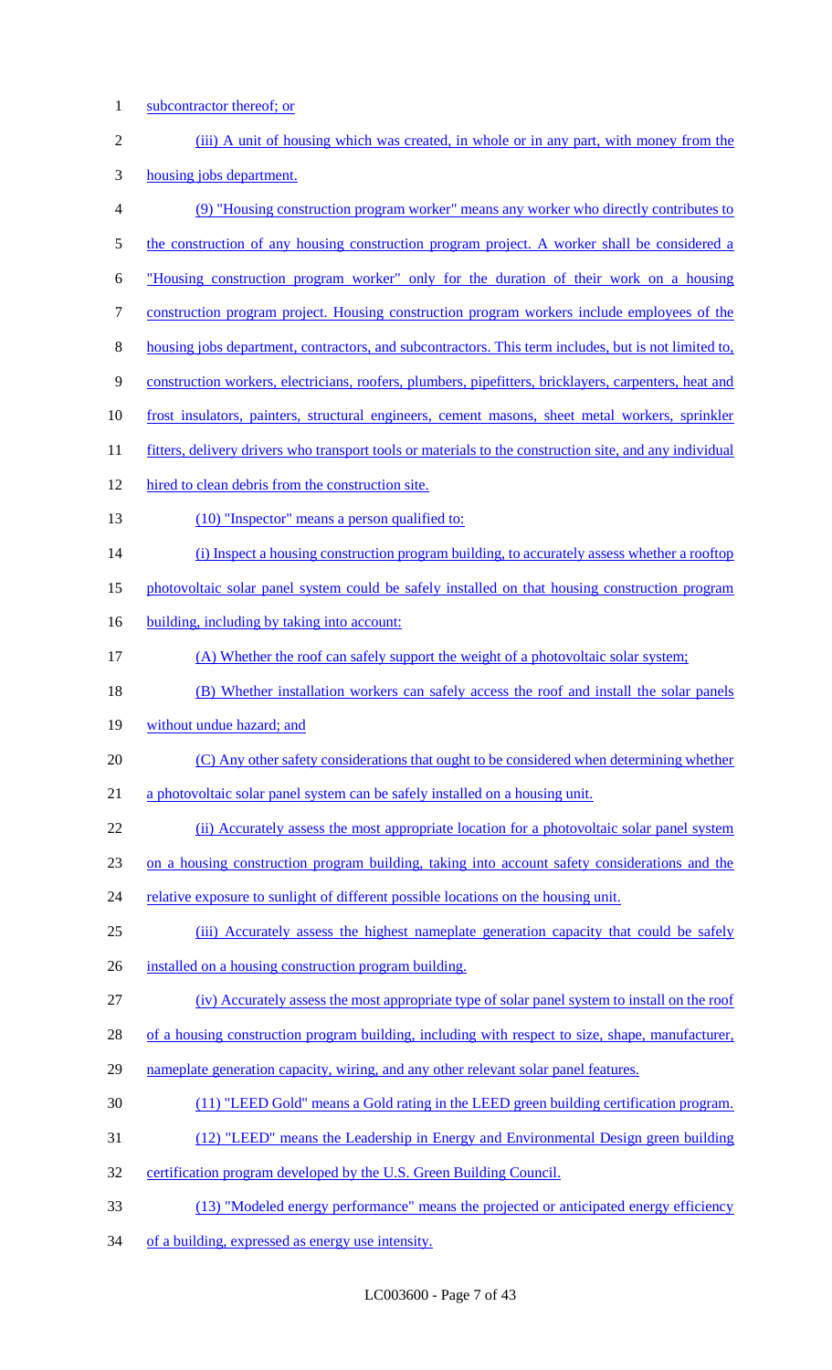subcontractor thereof; or

(iii) A unit of housing which was created, in whole or in any part, with money from the housing jobs department.

(9) "Housing construction program worker" means any worker who directly contributes to the construction of any housing construction program project. A worker shall be considered a "Housing construction program worker" only for the duration of their work on a housing construction program project. Housing construction program workers include employees of the housing jobs department, contractors, and subcontractors. This term includes, but is not limited to, construction workers, electricians, roofers, plumbers, pipefitters, bricklayers, carpenters, heat and frost insulators, painters, structural engineers, cement masons, sheet metal workers, sprinkler fitters, delivery drivers who transport tools or materials to the construction site, and any individual hired to clean debris from the construction site.

(10) "Inspector" means a person qualified to:

(i) Inspect a housing construction program building, to accurately assess whether a rooftop photovoltaic solar panel system could be safely installed on that housing construction program building, including by taking into account:

(A) Whether the roof can safely support the weight of a photovoltaic solar system;

(B) Whether installation workers can safely access the roof and install the solar panels without undue hazard; and

(C) Any other safety considerations that ought to be considered when determining whether a photovoltaic solar panel system can be safely installed on a housing unit.

(ii) Accurately assess the most appropriate location for a photovoltaic solar panel system on a housing construction program building, taking into account safety considerations and the relative exposure to sunlight of different possible locations on the housing unit.

(iii) Accurately assess the highest nameplate generation capacity that could be safely installed on a housing construction program building.

(iv) Accurately assess the most appropriate type of solar panel system to install on the roof of a housing construction program building, including with respect to size, shape, manufacturer, nameplate generation capacity, wiring, and any other relevant solar panel features.

(11) "LEED Gold" means a Gold rating in the LEED green building certification program.

(12) "LEED" means the Leadership in Energy and Environmental Design green building certification program developed by the U.S. Green Building Council.

(13) "Modeled energy performance" means the projected or anticipated energy efficiency of a building, expressed as energy use intensity.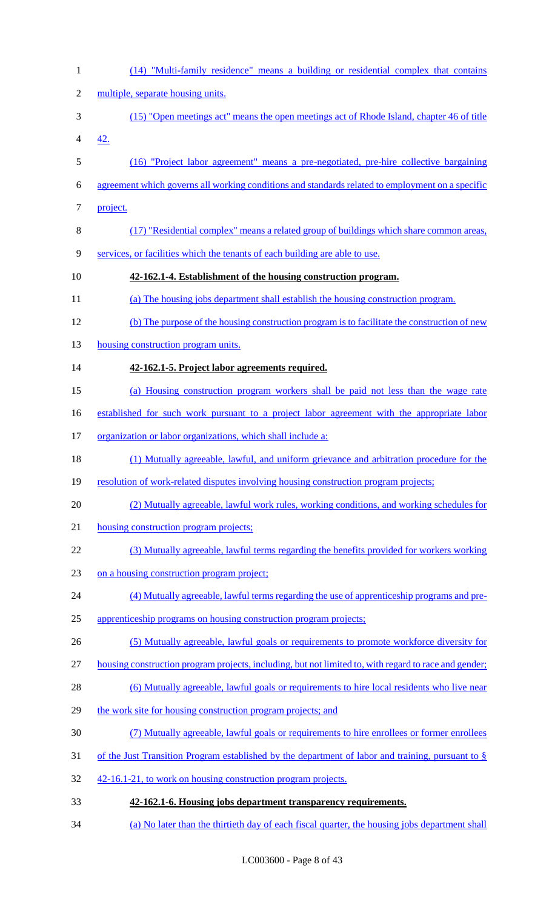(14) "Multi-family residence" means a building or residential complex that contains multiple, separate housing units.

(15) "Open meetings act" means the open meetings act of Rhode Island, chapter 46 of title 42.

(16) "Project labor agreement" means a pre-negotiated, pre-hire collective bargaining agreement which governs all working conditions and standards related to employment on a specific project.

(17) "Residential complex" means a related group of buildings which share common areas, services, or facilities which the tenants of each building are able to use.

**42-162.1-4. Establishment of the housing construction program.**

(a) The housing jobs department shall establish the housing construction program.

(b) The purpose of the housing construction program is to facilitate the construction of new housing construction program units.

**42-162.1-5. Project labor agreements required.**

(a) Housing construction program workers shall be paid not less than the wage rate established for such work pursuant to a project labor agreement with the appropriate labor organization or labor organizations, which shall include a:

(1) Mutually agreeable, lawful, and uniform grievance and arbitration procedure for the resolution of work-related disputes involving housing construction program projects;

(2) Mutually agreeable, lawful work rules, working conditions, and working schedules for housing construction program projects;

(3) Mutually agreeable, lawful terms regarding the benefits provided for workers working on a housing construction program project;

(4) Mutually agreeable, lawful terms regarding the use of apprenticeship programs and pre-apprenticeship programs on housing construction program projects;

(5) Mutually agreeable, lawful goals or requirements to promote workforce diversity for housing construction program projects, including, but not limited to, with regard to race and gender;

(6) Mutually agreeable, lawful goals or requirements to hire local residents who live near the work site for housing construction program projects; and

(7) Mutually agreeable, lawful goals or requirements to hire enrollees or former enrollees of the Just Transition Program established by the department of labor and training, pursuant to § 42-16.1-21, to work on housing construction program projects.

**42-162.1-6. Housing jobs department transparency requirements.**

(a) No later than the thirtieth day of each fiscal quarter, the housing jobs department shall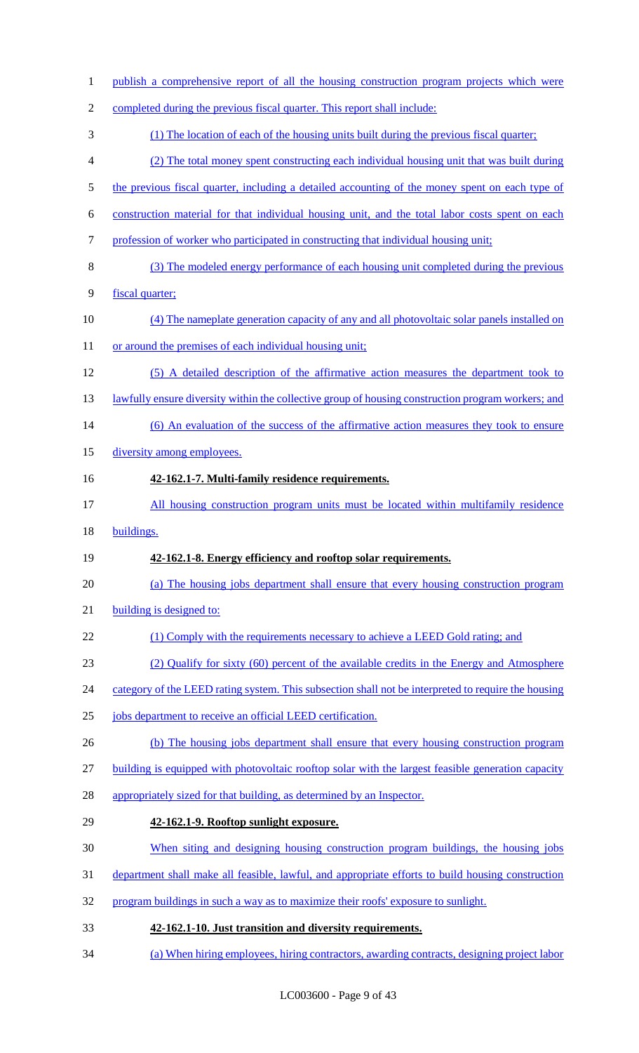publish a comprehensive report of all the housing construction program projects which were completed during the previous fiscal quarter. This report shall include:

(1) The location of each of the housing units built during the previous fiscal quarter;

(2) The total money spent constructing each individual housing unit that was built during the previous fiscal quarter, including a detailed accounting of the money spent on each type of construction material for that individual housing unit, and the total labor costs spent on each profession of worker who participated in constructing that individual housing unit;

(3) The modeled energy performance of each housing unit completed during the previous fiscal quarter;

(4) The nameplate generation capacity of any and all photovoltaic solar panels installed on or around the premises of each individual housing unit;

(5) A detailed description of the affirmative action measures the department took to lawfully ensure diversity within the collective group of housing construction program workers; and

(6) An evaluation of the success of the affirmative action measures they took to ensure diversity among employees.

**42-162.1-7. Multi-family residence requirements.**

All housing construction program units must be located within multifamily residence buildings.

**42-162.1-8. Energy efficiency and rooftop solar requirements.**

(a) The housing jobs department shall ensure that every housing construction program building is designed to:

(1) Comply with the requirements necessary to achieve a LEED Gold rating; and

(2) Qualify for sixty (60) percent of the available credits in the Energy and Atmosphere category of the LEED rating system. This subsection shall not be interpreted to require the housing jobs department to receive an official LEED certification.

(b) The housing jobs department shall ensure that every housing construction program building is equipped with photovoltaic rooftop solar with the largest feasible generation capacity appropriately sized for that building, as determined by an Inspector.

**42-162.1-9. Rooftop sunlight exposure.**

When siting and designing housing construction program buildings, the housing jobs department shall make all feasible, lawful, and appropriate efforts to build housing construction program buildings in such a way as to maximize their roofs' exposure to sunlight.

**42-162.1-10. Just transition and diversity requirements.**

(a) When hiring employees, hiring contractors, awarding contracts, designing project labor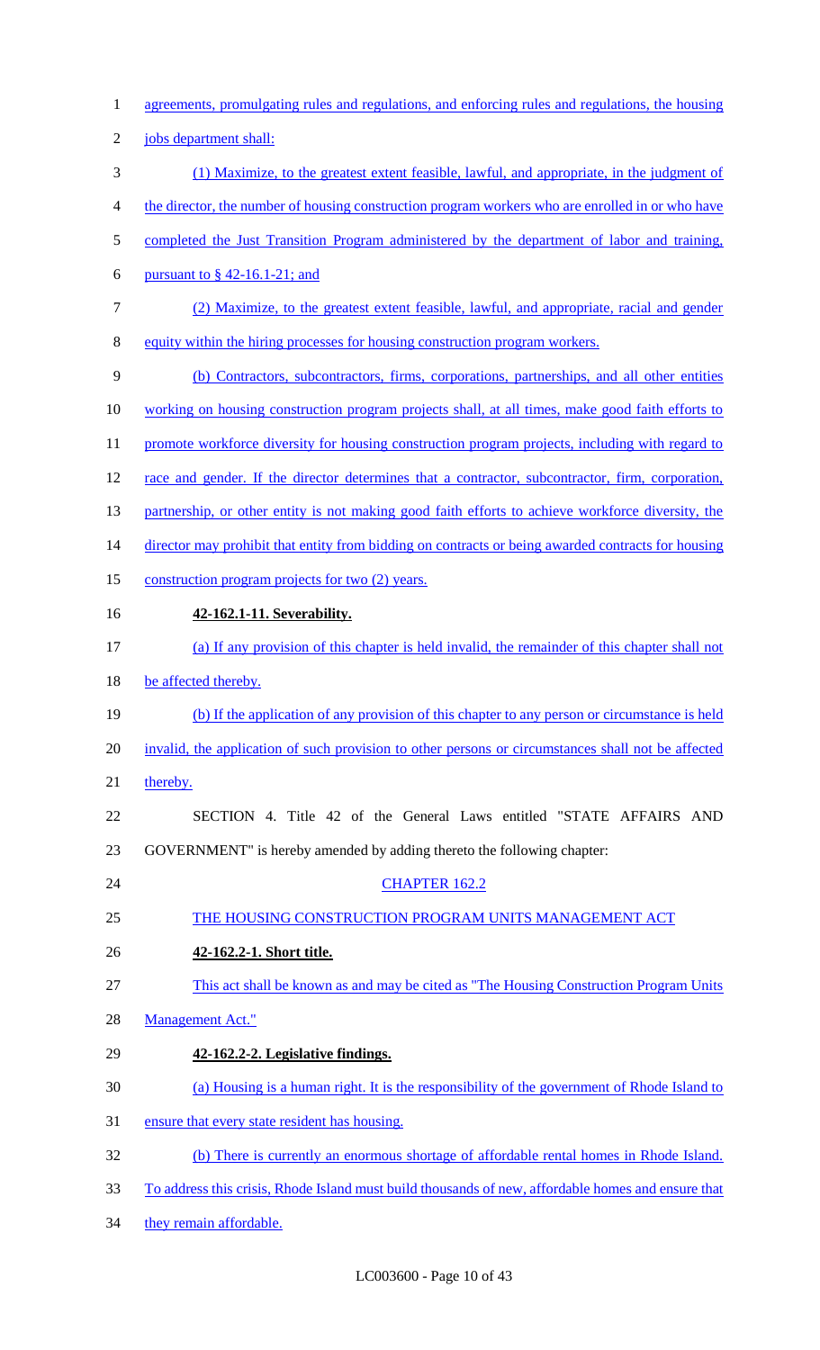agreements, promulgating rules and regulations, and enforcing rules and regulations, the housing jobs department shall:

(1) Maximize, to the greatest extent feasible, lawful, and appropriate, in the judgment of the director, the number of housing construction program workers who are enrolled in or who have completed the Just Transition Program administered by the department of labor and training, pursuant to § 42-16.1-21; and

(2) Maximize, to the greatest extent feasible, lawful, and appropriate, racial and gender equity within the hiring processes for housing construction program workers.

(b) Contractors, subcontractors, firms, corporations, partnerships, and all other entities working on housing construction program projects shall, at all times, make good faith efforts to promote workforce diversity for housing construction program projects, including with regard to race and gender. If the director determines that a contractor, subcontractor, firm, corporation, partnership, or other entity is not making good faith efforts to achieve workforce diversity, the director may prohibit that entity from bidding on contracts or being awarded contracts for housing construction program projects for two (2) years.

**42-162.1-11. Severability.**

(a) If any provision of this chapter is held invalid, the remainder of this chapter shall not be affected thereby.

(b) If the application of any provision of this chapter to any person or circumstance is held invalid, the application of such provision to other persons or circumstances shall not be affected thereby.

SECTION 4. Title 42 of the General Laws entitled "STATE AFFAIRS AND GOVERNMENT" is hereby amended by adding thereto the following chapter:

CHAPTER 162.2

THE HOUSING CONSTRUCTION PROGRAM UNITS MANAGEMENT ACT

**42-162.2-1. Short title.**

This act shall be known as and may be cited as "The Housing Construction Program Units Management Act."

**42-162.2-2. Legislative findings.**

(a) Housing is a human right. It is the responsibility of the government of Rhode Island to ensure that every state resident has housing.

(b) There is currently an enormous shortage of affordable rental homes in Rhode Island. To address this crisis, Rhode Island must build thousands of new, affordable homes and ensure that they remain affordable.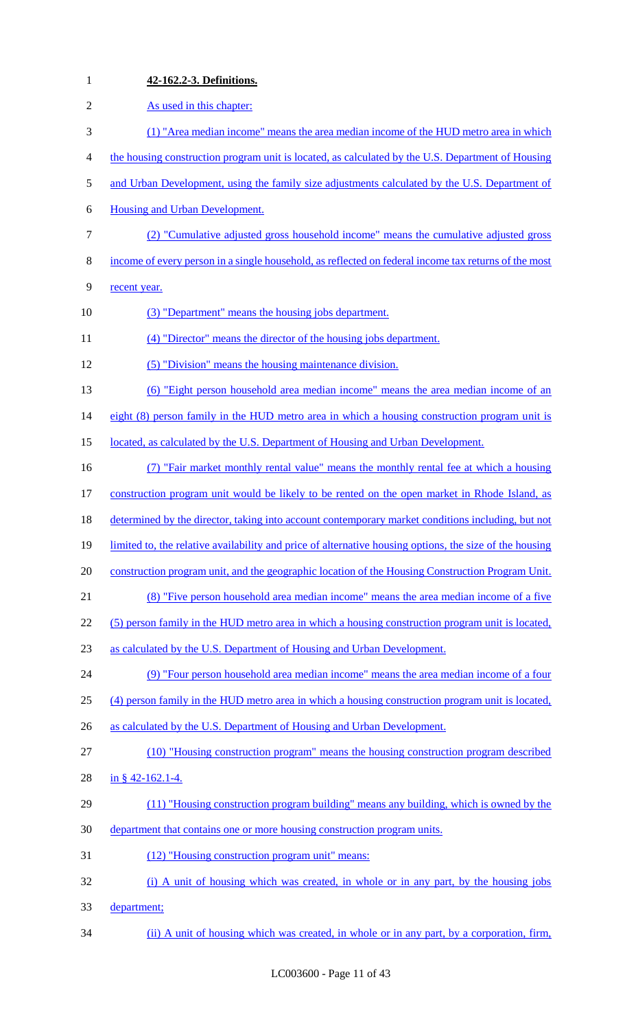**42-162.2-3. Definitions.**

As used in this chapter:

(1) "Area median income" means the area median income of the HUD metro area in which the housing construction program unit is located, as calculated by the U.S. Department of Housing and Urban Development, using the family size adjustments calculated by the U.S. Department of Housing and Urban Development.

(2) "Cumulative adjusted gross household income" means the cumulative adjusted gross income of every person in a single household, as reflected on federal income tax returns of the most recent year.

(3) "Department" means the housing jobs department.

(4) "Director" means the director of the housing jobs department.

(5) "Division" means the housing maintenance division.

(6) "Eight person household area median income" means the area median income of an eight (8) person family in the HUD metro area in which a housing construction program unit is located, as calculated by the U.S. Department of Housing and Urban Development.

(7) "Fair market monthly rental value" means the monthly rental fee at which a housing construction program unit would be likely to be rented on the open market in Rhode Island, as determined by the director, taking into account contemporary market conditions including, but not limited to, the relative availability and price of alternative housing options, the size of the housing construction program unit, and the geographic location of the Housing Construction Program Unit.

(8) "Five person household area median income" means the area median income of a five (5) person family in the HUD metro area in which a housing construction program unit is located, as calculated by the U.S. Department of Housing and Urban Development.

(9) "Four person household area median income" means the area median income of a four (4) person family in the HUD metro area in which a housing construction program unit is located, as calculated by the U.S. Department of Housing and Urban Development.

(10) "Housing construction program" means the housing construction program described in § 42-162.1-4.

(11) "Housing construction program building" means any building, which is owned by the department that contains one or more housing construction program units.

(12) "Housing construction program unit" means:

(i) A unit of housing which was created, in whole or in any part, by the housing jobs department;

(ii) A unit of housing which was created, in whole or in any part, by a corporation, firm,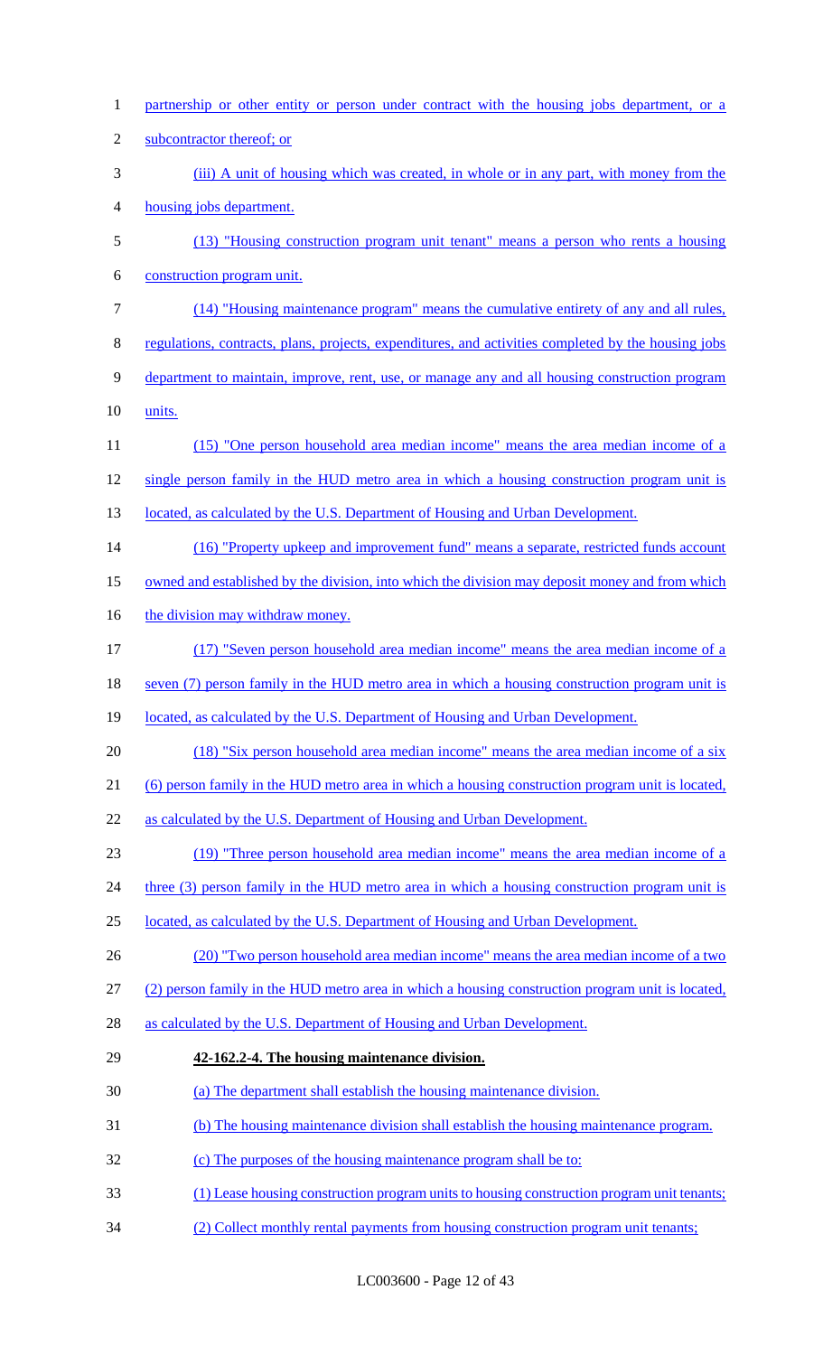partnership or other entity or person under contract with the housing jobs department, or a subcontractor thereof; or

(iii) A unit of housing which was created, in whole or in any part, with money from the housing jobs department.

(13) "Housing construction program unit tenant" means a person who rents a housing construction program unit.

(14) "Housing maintenance program" means the cumulative entirety of any and all rules, regulations, contracts, plans, projects, expenditures, and activities completed by the housing jobs department to maintain, improve, rent, use, or manage any and all housing construction program units.

(15) "One person household area median income" means the area median income of a single person family in the HUD metro area in which a housing construction program unit is located, as calculated by the U.S. Department of Housing and Urban Development.

(16) "Property upkeep and improvement fund" means a separate, restricted funds account owned and established by the division, into which the division may deposit money and from which the division may withdraw money.

(17) "Seven person household area median income" means the area median income of a seven (7) person family in the HUD metro area in which a housing construction program unit is located, as calculated by the U.S. Department of Housing and Urban Development.

(18) "Six person household area median income" means the area median income of a six (6) person family in the HUD metro area in which a housing construction program unit is located, as calculated by the U.S. Department of Housing and Urban Development.

(19) "Three person household area median income" means the area median income of a three (3) person family in the HUD metro area in which a housing construction program unit is located, as calculated by the U.S. Department of Housing and Urban Development.

(20) "Two person household area median income" means the area median income of a two (2) person family in the HUD metro area in which a housing construction program unit is located, as calculated by the U.S. Department of Housing and Urban Development.

**42-162.2-4. The housing maintenance division.**

(a) The department shall establish the housing maintenance division.

(b) The housing maintenance division shall establish the housing maintenance program.

(c) The purposes of the housing maintenance program shall be to:

(1) Lease housing construction program units to housing construction program unit tenants;

(2) Collect monthly rental payments from housing construction program unit tenants;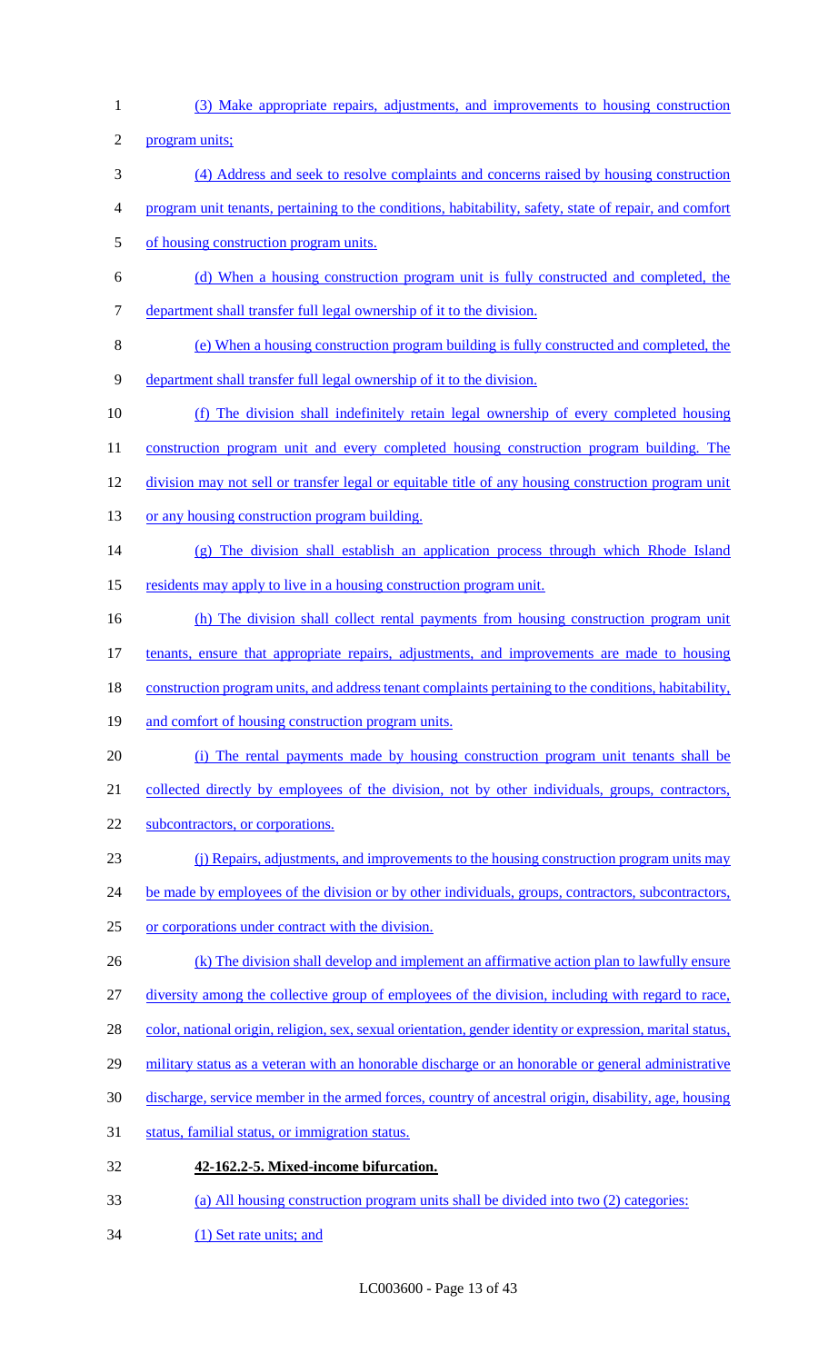(3) Make appropriate repairs, adjustments, and improvements to housing construction program units;

(4) Address and seek to resolve complaints and concerns raised by housing construction program unit tenants, pertaining to the conditions, habitability, safety, state of repair, and comfort of housing construction program units.

(d) When a housing construction program unit is fully constructed and completed, the department shall transfer full legal ownership of it to the division.

(e) When a housing construction program building is fully constructed and completed, the department shall transfer full legal ownership of it to the division.

(f) The division shall indefinitely retain legal ownership of every completed housing construction program unit and every completed housing construction program building. The division may not sell or transfer legal or equitable title of any housing construction program unit or any housing construction program building.

(g) The division shall establish an application process through which Rhode Island residents may apply to live in a housing construction program unit.

(h) The division shall collect rental payments from housing construction program unit tenants, ensure that appropriate repairs, adjustments, and improvements are made to housing construction program units, and address tenant complaints pertaining to the conditions, habitability, and comfort of housing construction program units.

(i) The rental payments made by housing construction program unit tenants shall be collected directly by employees of the division, not by other individuals, groups, contractors, subcontractors, or corporations.

(j) Repairs, adjustments, and improvements to the housing construction program units may be made by employees of the division or by other individuals, groups, contractors, subcontractors, or corporations under contract with the division.

(k) The division shall develop and implement an affirmative action plan to lawfully ensure diversity among the collective group of employees of the division, including with regard to race, color, national origin, religion, sex, sexual orientation, gender identity or expression, marital status, military status as a veteran with an honorable discharge or an honorable or general administrative discharge, service member in the armed forces, country of ancestral origin, disability, age, housing status, familial status, or immigration status.

**42-162.2-5. Mixed-income bifurcation.**

(a) All housing construction program units shall be divided into two (2) categories:

(1) Set rate units; and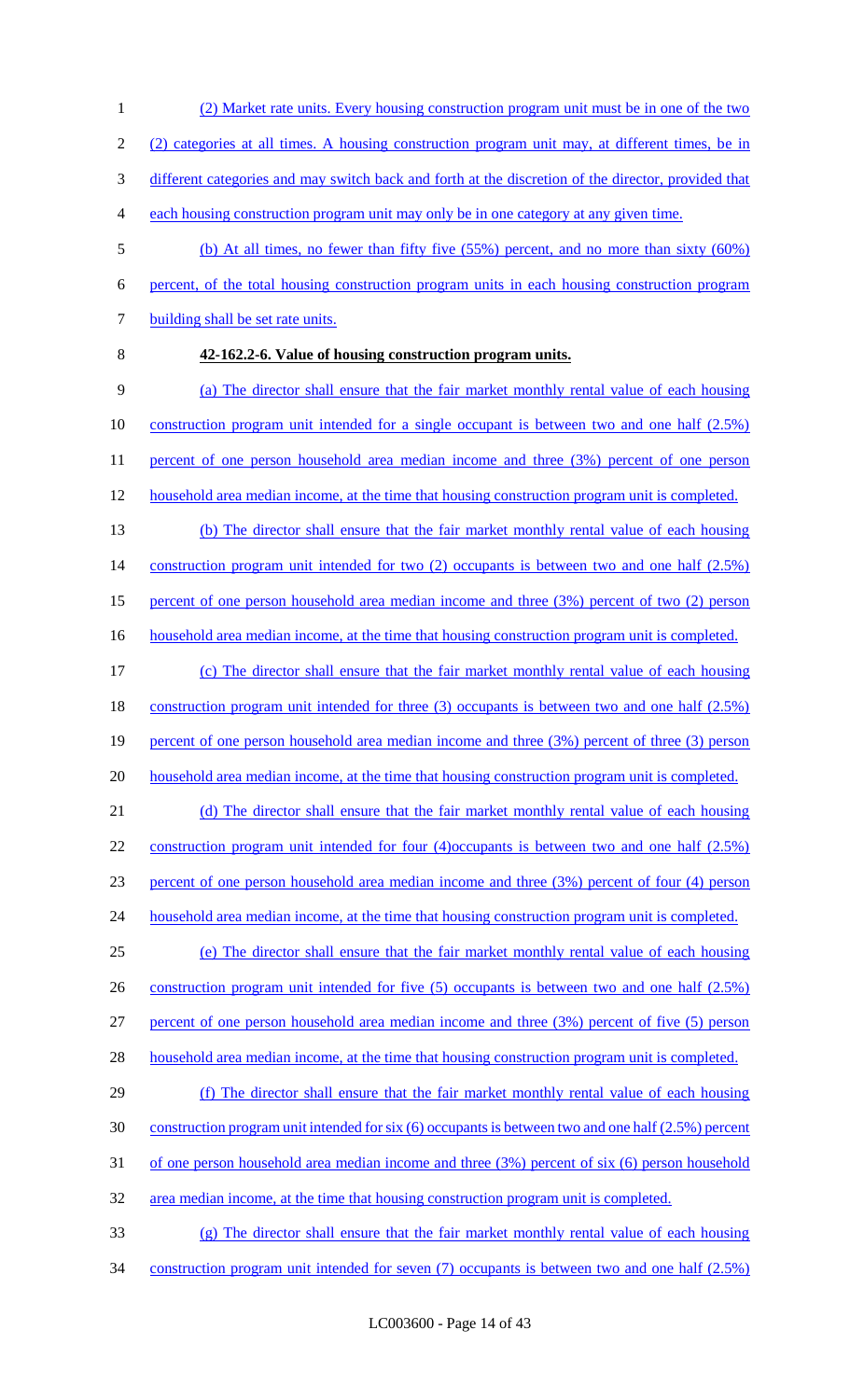(2) Market rate units. Every housing construction program unit must be in one of the two (2) categories at all times. A housing construction program unit may, at different times, be in different categories and may switch back and forth at the discretion of the director, provided that each housing construction program unit may only be in one category at any given time.

(b) At all times, no fewer than fifty five (55%) percent, and no more than sixty (60%) percent, of the total housing construction program units in each housing construction program building shall be set rate units.

**42-162.2-6. Value of housing construction program units.**

(a) The director shall ensure that the fair market monthly rental value of each housing construction program unit intended for a single occupant is between two and one half (2.5%) percent of one person household area median income and three (3%) percent of one person household area median income, at the time that housing construction program unit is completed.

(b) The director shall ensure that the fair market monthly rental value of each housing construction program unit intended for two (2) occupants is between two and one half (2.5%) percent of one person household area median income and three (3%) percent of two (2) person household area median income, at the time that housing construction program unit is completed.

(c) The director shall ensure that the fair market monthly rental value of each housing construction program unit intended for three (3) occupants is between two and one half (2.5%) percent of one person household area median income and three (3%) percent of three (3) person household area median income, at the time that housing construction program unit is completed.

(d) The director shall ensure that the fair market monthly rental value of each housing construction program unit intended for four (4)occupants is between two and one half (2.5%) percent of one person household area median income and three (3%) percent of four (4) person household area median income, at the time that housing construction program unit is completed.

(e) The director shall ensure that the fair market monthly rental value of each housing construction program unit intended for five (5) occupants is between two and one half (2.5%) percent of one person household area median income and three (3%) percent of five (5) person household area median income, at the time that housing construction program unit is completed.

(f) The director shall ensure that the fair market monthly rental value of each housing construction program unit intended for six (6) occupants is between two and one half (2.5%) percent of one person household area median income and three (3%) percent of six (6) person household area median income, at the time that housing construction program unit is completed.

(g) The director shall ensure that the fair market monthly rental value of each housing construction program unit intended for seven (7) occupants is between two and one half (2.5%)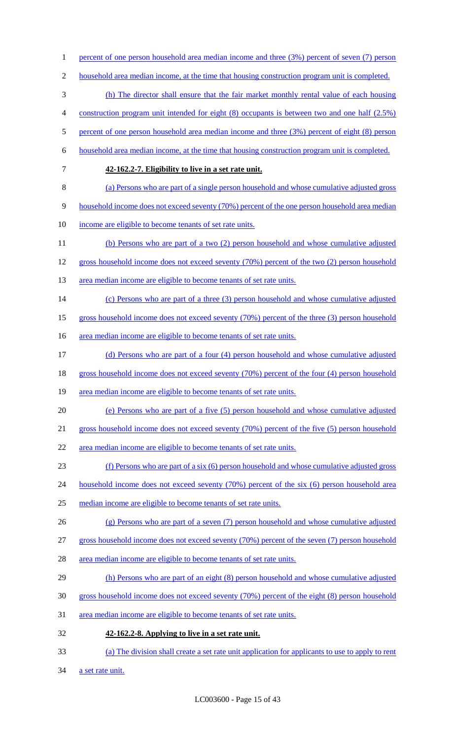percent of one person household area median income and three (3%) percent of seven (7) person household area median income, at the time that housing construction program unit is completed.

(h) The director shall ensure that the fair market monthly rental value of each housing construction program unit intended for eight (8) occupants is between two and one half (2.5%) percent of one person household area median income and three (3%) percent of eight (8) person household area median income, at the time that housing construction program unit is completed.

**42-162.2-7. Eligibility to live in a set rate unit.**

(a) Persons who are part of a single person household and whose cumulative adjusted gross household income does not exceed seventy (70%) percent of the one person household area median income are eligible to become tenants of set rate units.

(b) Persons who are part of a two (2) person household and whose cumulative adjusted gross household income does not exceed seventy (70%) percent of the two (2) person household area median income are eligible to become tenants of set rate units.

(c) Persons who are part of a three (3) person household and whose cumulative adjusted gross household income does not exceed seventy (70%) percent of the three (3) person household area median income are eligible to become tenants of set rate units.

(d) Persons who are part of a four (4) person household and whose cumulative adjusted gross household income does not exceed seventy (70%) percent of the four (4) person household area median income are eligible to become tenants of set rate units.

(e) Persons who are part of a five (5) person household and whose cumulative adjusted gross household income does not exceed seventy (70%) percent of the five (5) person household area median income are eligible to become tenants of set rate units.

(f) Persons who are part of a six (6) person household and whose cumulative adjusted gross household income does not exceed seventy (70%) percent of the six (6) person household area median income are eligible to become tenants of set rate units.

(g) Persons who are part of a seven (7) person household and whose cumulative adjusted gross household income does not exceed seventy (70%) percent of the seven (7) person household area median income are eligible to become tenants of set rate units.

(h) Persons who are part of an eight (8) person household and whose cumulative adjusted gross household income does not exceed seventy (70%) percent of the eight (8) person household area median income are eligible to become tenants of set rate units.

**42-162.2-8. Applying to live in a set rate unit.**

(a) The division shall create a set rate unit application for applicants to use to apply to rent a set rate unit.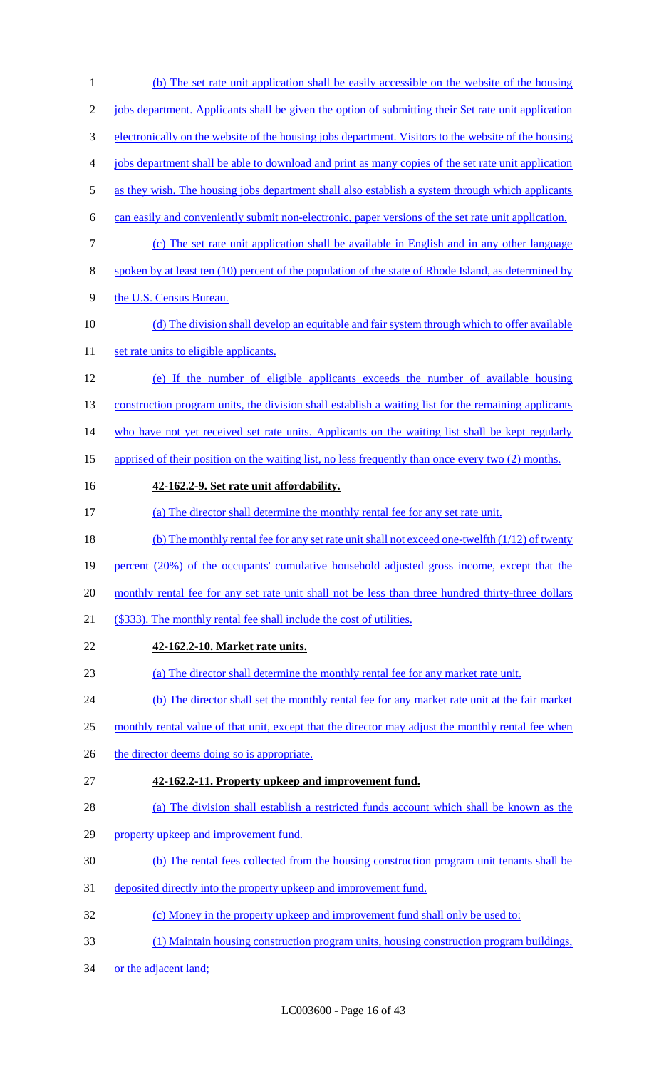(b) The set rate unit application shall be easily accessible on the website of the housing jobs department. Applicants shall be given the option of submitting their Set rate unit application electronically on the website of the housing jobs department. Visitors to the website of the housing jobs department shall be able to download and print as many copies of the set rate unit application as they wish. The housing jobs department shall also establish a system through which applicants can easily and conveniently submit non-electronic, paper versions of the set rate unit application.

(c) The set rate unit application shall be available in English and in any other language spoken by at least ten (10) percent of the population of the state of Rhode Island, as determined by the U.S. Census Bureau.

(d) The division shall develop an equitable and fair system through which to offer available set rate units to eligible applicants.

(e) If the number of eligible applicants exceeds the number of available housing construction program units, the division shall establish a waiting list for the remaining applicants who have not yet received set rate units. Applicants on the waiting list shall be kept regularly apprised of their position on the waiting list, no less frequently than once every two (2) months.

**42-162.2-9. Set rate unit affordability.**

(a) The director shall determine the monthly rental fee for any set rate unit.

(b) The monthly rental fee for any set rate unit shall not exceed one-twelfth (1/12) of twenty percent (20%) of the occupants' cumulative household adjusted gross income, except that the monthly rental fee for any set rate unit shall not be less than three hundred thirty-three dollars ($333). The monthly rental fee shall include the cost of utilities.

**42-162.2-10. Market rate units.**

(a) The director shall determine the monthly rental fee for any market rate unit.

(b) The director shall set the monthly rental fee for any market rate unit at the fair market monthly rental value of that unit, except that the director may adjust the monthly rental fee when the director deems doing so is appropriate.

**42-162.2-11. Property upkeep and improvement fund.**

(a) The division shall establish a restricted funds account which shall be known as the property upkeep and improvement fund.

(b) The rental fees collected from the housing construction program unit tenants shall be deposited directly into the property upkeep and improvement fund.

(c) Money in the property upkeep and improvement fund shall only be used to:

(1) Maintain housing construction program units, housing construction program buildings, or the adjacent land;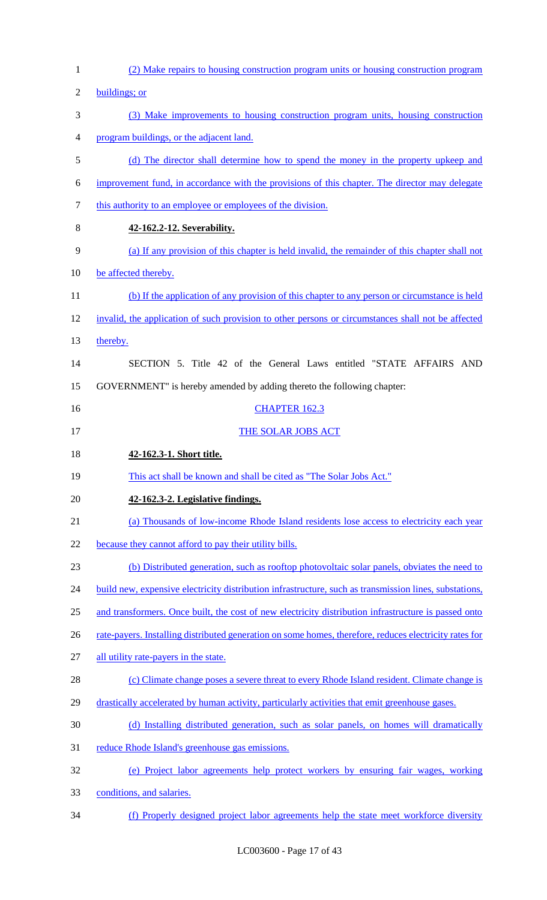(2) Make repairs to housing construction program units or housing construction program buildings; or

(3) Make improvements to housing construction program units, housing construction program buildings, or the adjacent land.

(d) The director shall determine how to spend the money in the property upkeep and improvement fund, in accordance with the provisions of this chapter. The director may delegate this authority to an employee or employees of the division.

**42-162.2-12. Severability.**

(a) If any provision of this chapter is held invalid, the remainder of this chapter shall not be affected thereby.

(b) If the application of any provision of this chapter to any person or circumstance is held invalid, the application of such provision to other persons or circumstances shall not be affected thereby.

SECTION 5. Title 42 of the General Laws entitled "STATE AFFAIRS AND GOVERNMENT" is hereby amended by adding thereto the following chapter:

CHAPTER 162.3

THE SOLAR JOBS ACT

**42-162.3-1. Short title.**

This act shall be known and shall be cited as "The Solar Jobs Act."

**42-162.3-2. Legislative findings.**

(a) Thousands of low-income Rhode Island residents lose access to electricity each year because they cannot afford to pay their utility bills.

(b) Distributed generation, such as rooftop photovoltaic solar panels, obviates the need to build new, expensive electricity distribution infrastructure, such as transmission lines, substations, and transformers. Once built, the cost of new electricity distribution infrastructure is passed onto rate-payers. Installing distributed generation on some homes, therefore, reduces electricity rates for all utility rate-payers in the state.

(c) Climate change poses a severe threat to every Rhode Island resident. Climate change is drastically accelerated by human activity, particularly activities that emit greenhouse gases.

(d) Installing distributed generation, such as solar panels, on homes will dramatically reduce Rhode Island's greenhouse gas emissions.

(e) Project labor agreements help protect workers by ensuring fair wages, working conditions, and salaries.

(f) Properly designed project labor agreements help the state meet workforce diversity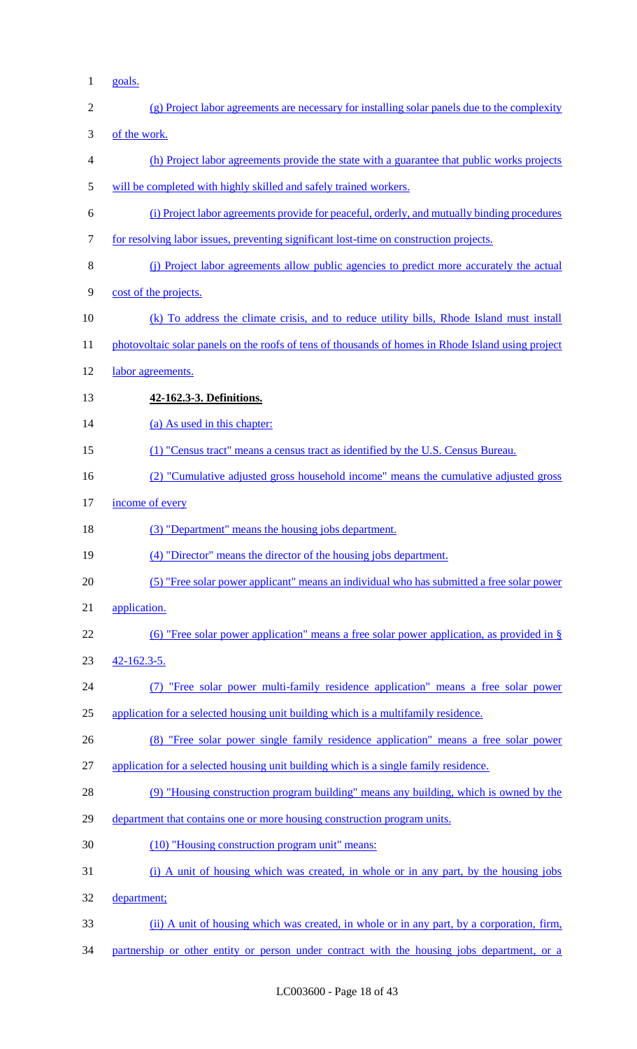goals.

(g) Project labor agreements are necessary for installing solar panels due to the complexity of the work.

(h) Project labor agreements provide the state with a guarantee that public works projects will be completed with highly skilled and safely trained workers.

(i) Project labor agreements provide for peaceful, orderly, and mutually binding procedures for resolving labor issues, preventing significant lost-time on construction projects.

(j) Project labor agreements allow public agencies to predict more accurately the actual cost of the projects.

(k) To address the climate crisis, and to reduce utility bills, Rhode Island must install photovoltaic solar panels on the roofs of tens of thousands of homes in Rhode Island using project labor agreements.

**42-162.3-3. Definitions.**

(a) As used in this chapter:

(1) "Census tract" means a census tract as identified by the U.S. Census Bureau.

(2) "Cumulative adjusted gross household income" means the cumulative adjusted gross income of every

(3) "Department" means the housing jobs department.

(4) "Director" means the director of the housing jobs department.

(5) "Free solar power applicant" means an individual who has submitted a free solar power application.

(6) "Free solar power application" means a free solar power application, as provided in § 42-162.3-5.

(7) "Free solar power multi-family residence application" means a free solar power application for a selected housing unit building which is a multifamily residence.

(8) "Free solar power single family residence application" means a free solar power application for a selected housing unit building which is a single family residence.

(9) "Housing construction program building" means any building, which is owned by the department that contains one or more housing construction program units.

(10) "Housing construction program unit" means:

(i) A unit of housing which was created, in whole or in any part, by the housing jobs department;

(ii) A unit of housing which was created, in whole or in any part, by a corporation, firm, partnership or other entity or person under contract with the housing jobs department, or a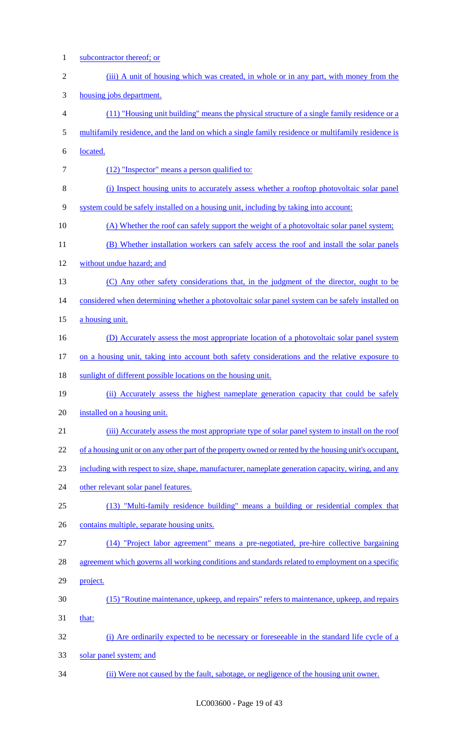subcontractor thereof; or

(iii) A unit of housing which was created, in whole or in any part, with money from the housing jobs department.

(11) "Housing unit building" means the physical structure of a single family residence or a multifamily residence, and the land on which a single family residence or multifamily residence is located.

(12) "Inspector" means a person qualified to:

(i) Inspect housing units to accurately assess whether a rooftop photovoltaic solar panel system could be safely installed on a housing unit, including by taking into account:

(A) Whether the roof can safely support the weight of a photovoltaic solar panel system;

(B) Whether installation workers can safely access the roof and install the solar panels without undue hazard; and

(C) Any other safety considerations that, in the judgment of the director, ought to be considered when determining whether a photovoltaic solar panel system can be safely installed on a housing unit.

(D) Accurately assess the most appropriate location of a photovoltaic solar panel system on a housing unit, taking into account both safety considerations and the relative exposure to sunlight of different possible locations on the housing unit.

(ii) Accurately assess the highest nameplate generation capacity that could be safely installed on a housing unit.

(iii) Accurately assess the most appropriate type of solar panel system to install on the roof of a housing unit or on any other part of the property owned or rented by the housing unit's occupant, including with respect to size, shape, manufacturer, nameplate generation capacity, wiring, and any other relevant solar panel features.

(13) "Multi-family residence building" means a building or residential complex that contains multiple, separate housing units.

(14) "Project labor agreement" means a pre-negotiated, pre-hire collective bargaining agreement which governs all working conditions and standards related to employment on a specific project.

(15) "Routine maintenance, upkeep, and repairs" refers to maintenance, upkeep, and repairs that:

(i) Are ordinarily expected to be necessary or foreseeable in the standard life cycle of a solar panel system; and

(ii) Were not caused by the fault, sabotage, or negligence of the housing unit owner.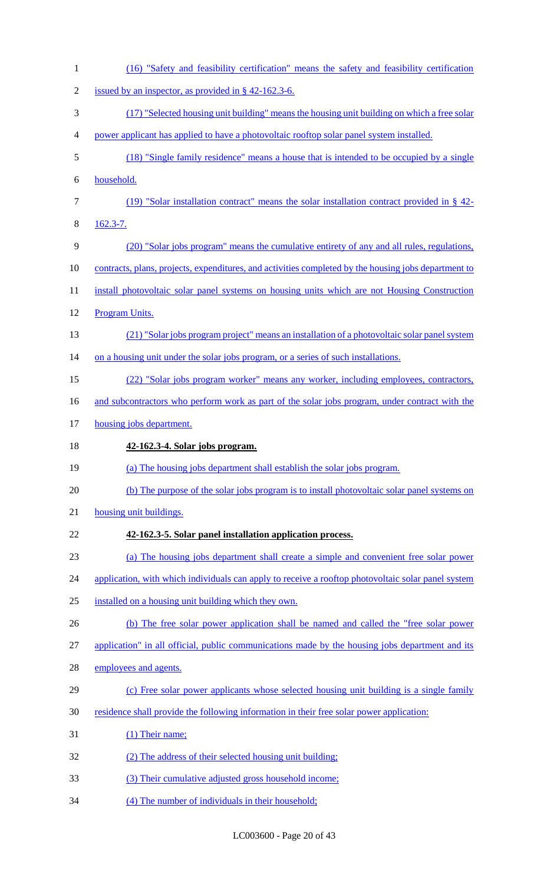(16) "Safety and feasibility certification" means the safety and feasibility certification issued by an inspector, as provided in § 42-162.3-6.

(17) "Selected housing unit building" means the housing unit building on which a free solar power applicant has applied to have a photovoltaic rooftop solar panel system installed.

(18) "Single family residence" means a house that is intended to be occupied by a single household.

(19) "Solar installation contract" means the solar installation contract provided in § 42-162.3-7.

(20) "Solar jobs program" means the cumulative entirety of any and all rules, regulations, contracts, plans, projects, expenditures, and activities completed by the housing jobs department to install photovoltaic solar panel systems on housing units which are not Housing Construction Program Units.

(21) "Solar jobs program project" means an installation of a photovoltaic solar panel system on a housing unit under the solar jobs program, or a series of such installations.

(22) "Solar jobs program worker" means any worker, including employees, contractors, and subcontractors who perform work as part of the solar jobs program, under contract with the housing jobs department.

**42-162.3-4. Solar jobs program.**

(a) The housing jobs department shall establish the solar jobs program.

(b) The purpose of the solar jobs program is to install photovoltaic solar panel systems on housing unit buildings.

**42-162.3-5. Solar panel installation application process.**

(a) The housing jobs department shall create a simple and convenient free solar power application, with which individuals can apply to receive a rooftop photovoltaic solar panel system installed on a housing unit building which they own.

(b) The free solar power application shall be named and called the "free solar power application" in all official, public communications made by the housing jobs department and its employees and agents.

(c) Free solar power applicants whose selected housing unit building is a single family residence shall provide the following information in their free solar power application:

(1) Their name;

(2) The address of their selected housing unit building;

(3) Their cumulative adjusted gross household income;

(4) The number of individuals in their household;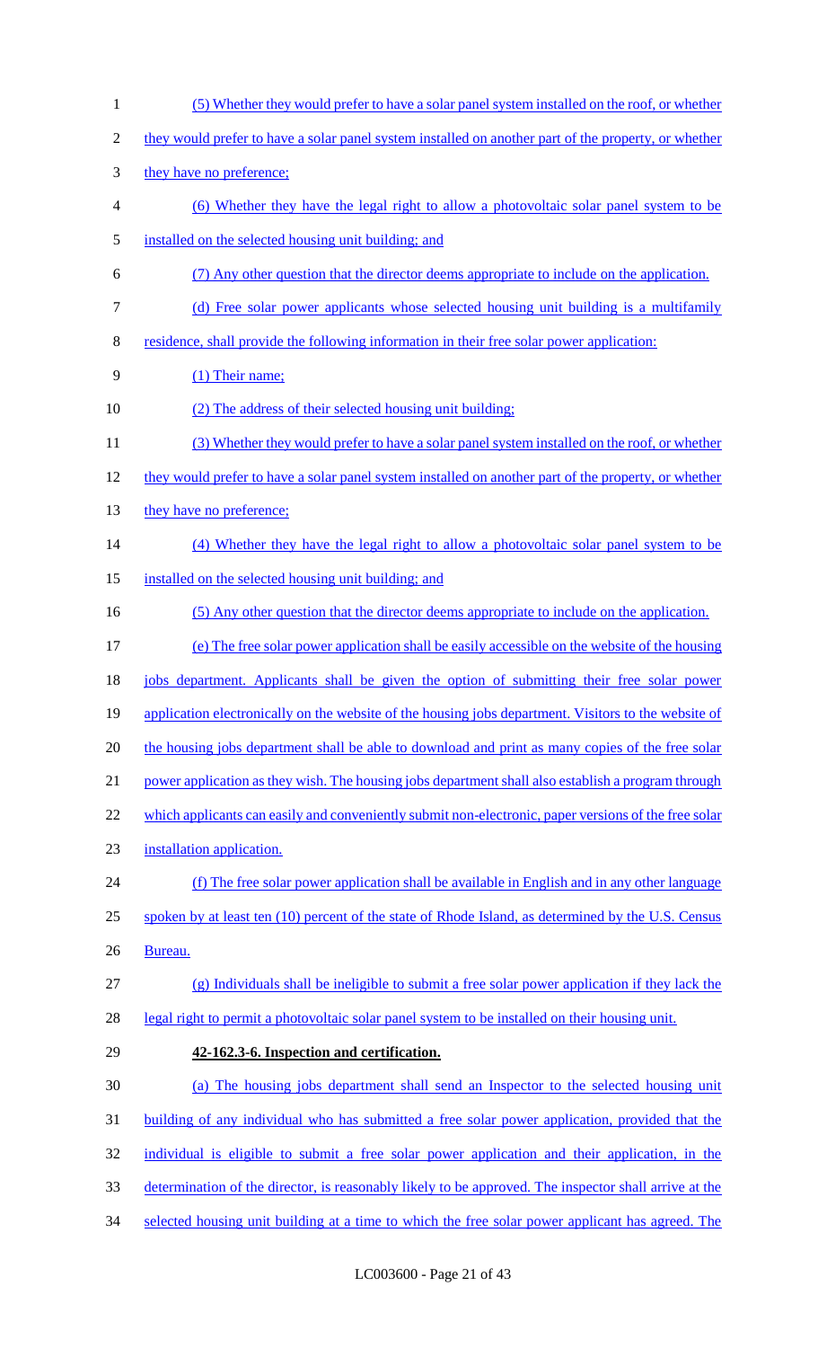(5) Whether they would prefer to have a solar panel system installed on the roof, or whether they would prefer to have a solar panel system installed on another part of the property, or whether they have no preference;

(6) Whether they have the legal right to allow a photovoltaic solar panel system to be installed on the selected housing unit building; and

(7) Any other question that the director deems appropriate to include on the application.

(d) Free solar power applicants whose selected housing unit building is a multifamily residence, shall provide the following information in their free solar power application:

(1) Their name;

(2) The address of their selected housing unit building;

(3) Whether they would prefer to have a solar panel system installed on the roof, or whether they would prefer to have a solar panel system installed on another part of the property, or whether they have no preference;

(4) Whether they have the legal right to allow a photovoltaic solar panel system to be installed on the selected housing unit building; and

(5) Any other question that the director deems appropriate to include on the application.

(e) The free solar power application shall be easily accessible on the website of the housing jobs department. Applicants shall be given the option of submitting their free solar power application electronically on the website of the housing jobs department. Visitors to the website of the housing jobs department shall be able to download and print as many copies of the free solar power application as they wish. The housing jobs department shall also establish a program through which applicants can easily and conveniently submit non-electronic, paper versions of the free solar installation application.

(f) The free solar power application shall be available in English and in any other language spoken by at least ten (10) percent of the state of Rhode Island, as determined by the U.S. Census Bureau.

(g) Individuals shall be ineligible to submit a free solar power application if they lack the legal right to permit a photovoltaic solar panel system to be installed on their housing unit.

**42-162.3-6. Inspection and certification.**

(a) The housing jobs department shall send an Inspector to the selected housing unit building of any individual who has submitted a free solar power application, provided that the individual is eligible to submit a free solar power application and their application, in the determination of the director, is reasonably likely to be approved. The inspector shall arrive at the selected housing unit building at a time to which the free solar power applicant has agreed. The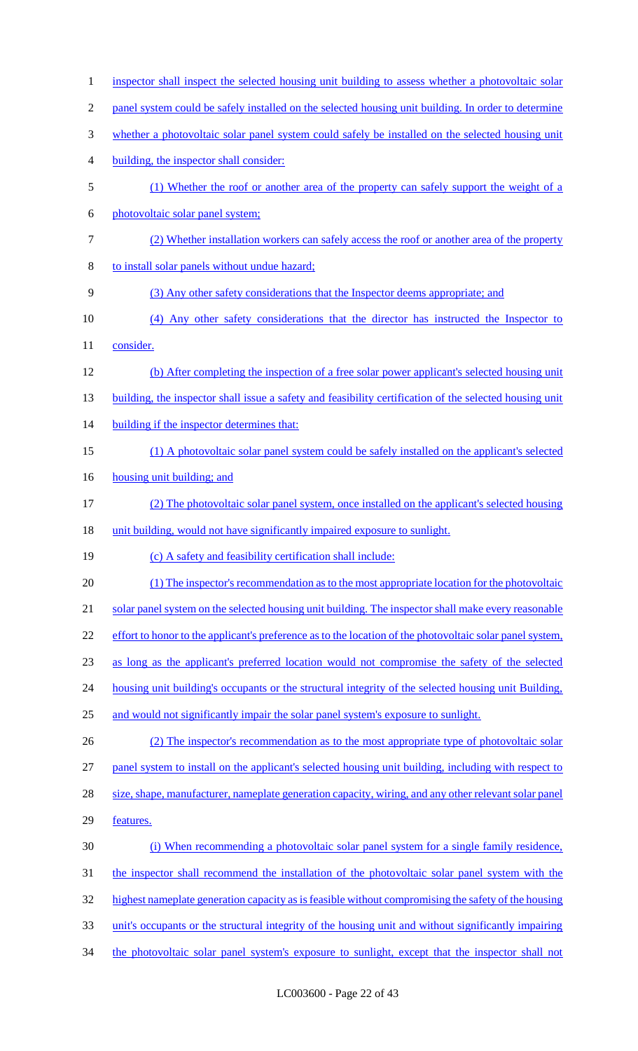inspector shall inspect the selected housing unit building to assess whether a photovoltaic solar panel system could be safely installed on the selected housing unit building. In order to determine whether a photovoltaic solar panel system could safely be installed on the selected housing unit building, the inspector shall consider:

(1) Whether the roof or another area of the property can safely support the weight of a photovoltaic solar panel system;

(2) Whether installation workers can safely access the roof or another area of the property to install solar panels without undue hazard;

(3) Any other safety considerations that the Inspector deems appropriate; and

(4) Any other safety considerations that the director has instructed the Inspector to consider.

(b) After completing the inspection of a free solar power applicant's selected housing unit building, the inspector shall issue a safety and feasibility certification of the selected housing unit building if the inspector determines that:

(1) A photovoltaic solar panel system could be safely installed on the applicant's selected housing unit building; and

(2) The photovoltaic solar panel system, once installed on the applicant's selected housing unit building, would not have significantly impaired exposure to sunlight.

(c) A safety and feasibility certification shall include:

(1) The inspector's recommendation as to the most appropriate location for the photovoltaic solar panel system on the selected housing unit building. The inspector shall make every reasonable effort to honor to the applicant's preference as to the location of the photovoltaic solar panel system, as long as the applicant's preferred location would not compromise the safety of the selected housing unit building's occupants or the structural integrity of the selected housing unit Building, and would not significantly impair the solar panel system's exposure to sunlight.

(2) The inspector's recommendation as to the most appropriate type of photovoltaic solar panel system to install on the applicant's selected housing unit building, including with respect to size, shape, manufacturer, nameplate generation capacity, wiring, and any other relevant solar panel features.

(i) When recommending a photovoltaic solar panel system for a single family residence, the inspector shall recommend the installation of the photovoltaic solar panel system with the highest nameplate generation capacity as is feasible without compromising the safety of the housing unit's occupants or the structural integrity of the housing unit and without significantly impairing the photovoltaic solar panel system's exposure to sunlight, except that the inspector shall not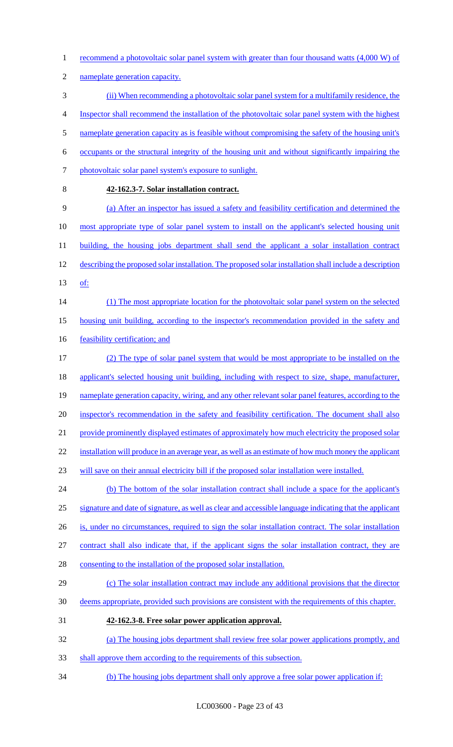recommend a photovoltaic solar panel system with greater than four thousand watts (4,000 W) of nameplate generation capacity.

(ii) When recommending a photovoltaic solar panel system for a multifamily residence, the Inspector shall recommend the installation of the photovoltaic solar panel system with the highest nameplate generation capacity as is feasible without compromising the safety of the housing unit's occupants or the structural integrity of the housing unit and without significantly impairing the photovoltaic solar panel system's exposure to sunlight.

**42-162.3-7. Solar installation contract.**

(a) After an inspector has issued a safety and feasibility certification and determined the most appropriate type of solar panel system to install on the applicant's selected housing unit building, the housing jobs department shall send the applicant a solar installation contract describing the proposed solar installation. The proposed solar installation shall include a description of:

(1) The most appropriate location for the photovoltaic solar panel system on the selected housing unit building, according to the inspector's recommendation provided in the safety and feasibility certification; and

(2) The type of solar panel system that would be most appropriate to be installed on the applicant's selected housing unit building, including with respect to size, shape, manufacturer, nameplate generation capacity, wiring, and any other relevant solar panel features, according to the inspector's recommendation in the safety and feasibility certification. The document shall also provide prominently displayed estimates of approximately how much electricity the proposed solar installation will produce in an average year, as well as an estimate of how much money the applicant will save on their annual electricity bill if the proposed solar installation were installed.

(b) The bottom of the solar installation contract shall include a space for the applicant's signature and date of signature, as well as clear and accessible language indicating that the applicant is, under no circumstances, required to sign the solar installation contract. The solar installation contract shall also indicate that, if the applicant signs the solar installation contract, they are consenting to the installation of the proposed solar installation.

(c) The solar installation contract may include any additional provisions that the director deems appropriate, provided such provisions are consistent with the requirements of this chapter.

**42-162.3-8. Free solar power application approval.**

(a) The housing jobs department shall review free solar power applications promptly, and shall approve them according to the requirements of this subsection.

(b) The housing jobs department shall only approve a free solar power application if: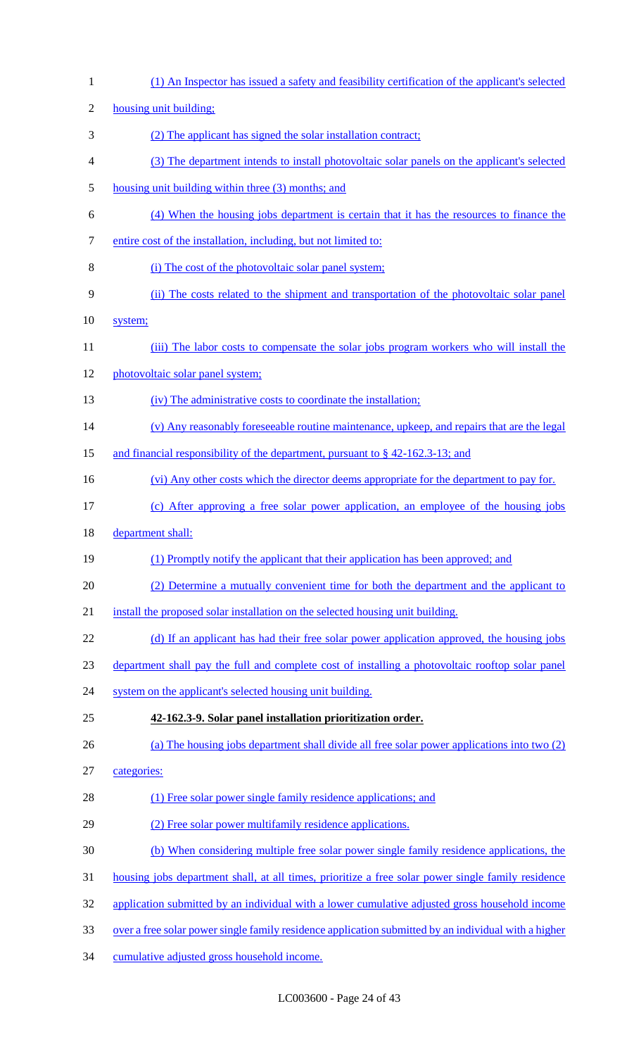(1) An Inspector has issued a safety and feasibility certification of the applicant's selected housing unit building;

(2) The applicant has signed the solar installation contract;

(3) The department intends to install photovoltaic solar panels on the applicant's selected housing unit building within three (3) months; and

(4) When the housing jobs department is certain that it has the resources to finance the entire cost of the installation, including, but not limited to:

(i) The cost of the photovoltaic solar panel system;

(ii) The costs related to the shipment and transportation of the photovoltaic solar panel system;

(iii) The labor costs to compensate the solar jobs program workers who will install the photovoltaic solar panel system;

(iv) The administrative costs to coordinate the installation;

(v) Any reasonably foreseeable routine maintenance, upkeep, and repairs that are the legal and financial responsibility of the department, pursuant to § 42-162.3-13; and

(vi) Any other costs which the director deems appropriate for the department to pay for.

(c) After approving a free solar power application, an employee of the housing jobs department shall:

(1) Promptly notify the applicant that their application has been approved; and

(2) Determine a mutually convenient time for both the department and the applicant to install the proposed solar installation on the selected housing unit building.

(d) If an applicant has had their free solar power application approved, the housing jobs department shall pay the full and complete cost of installing a photovoltaic rooftop solar panel system on the applicant's selected housing unit building.

**42-162.3-9. Solar panel installation prioritization order.**

(a) The housing jobs department shall divide all free solar power applications into two (2) categories:

(1) Free solar power single family residence applications; and

(2) Free solar power multifamily residence applications.

(b) When considering multiple free solar power single family residence applications, the housing jobs department shall, at all times, prioritize a free solar power single family residence application submitted by an individual with a lower cumulative adjusted gross household income over a free solar power single family residence application submitted by an individual with a higher cumulative adjusted gross household income.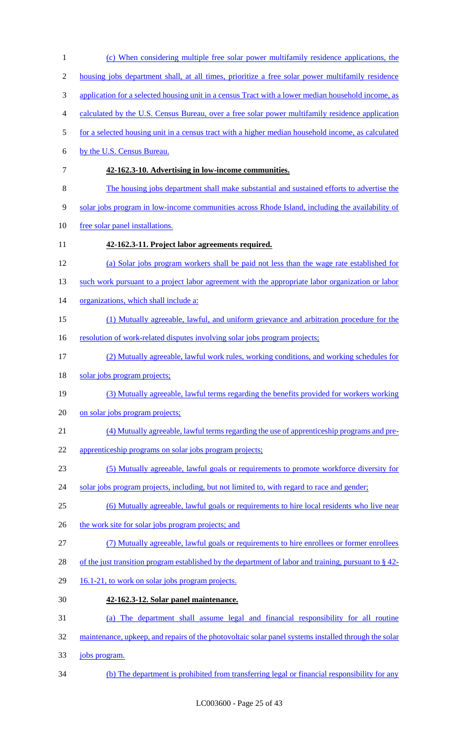(c) When considering multiple free solar power multifamily residence applications, the housing jobs department shall, at all times, prioritize a free solar power multifamily residence application for a selected housing unit in a census Tract with a lower median household income, as calculated by the U.S. Census Bureau, over a free solar power multifamily residence application for a selected housing unit in a census tract with a higher median household income, as calculated by the U.S. Census Bureau.

**42-162.3-10. Advertising in low-income communities.**

The housing jobs department shall make substantial and sustained efforts to advertise the solar jobs program in low-income communities across Rhode Island, including the availability of free solar panel installations.

**42-162.3-11. Project labor agreements required.**

(a) Solar jobs program workers shall be paid not less than the wage rate established for such work pursuant to a project labor agreement with the appropriate labor organization or labor organizations, which shall include a:

(1) Mutually agreeable, lawful, and uniform grievance and arbitration procedure for the resolution of work-related disputes involving solar jobs program projects;

(2) Mutually agreeable, lawful work rules, working conditions, and working schedules for solar jobs program projects;

(3) Mutually agreeable, lawful terms regarding the benefits provided for workers working on solar jobs program projects;

(4) Mutually agreeable, lawful terms regarding the use of apprenticeship programs and pre-apprenticeship programs on solar jobs program projects;

(5) Mutually agreeable, lawful goals or requirements to promote workforce diversity for solar jobs program projects, including, but not limited to, with regard to race and gender;

(6) Mutually agreeable, lawful goals or requirements to hire local residents who live near the work site for solar jobs program projects; and

(7) Mutually agreeable, lawful goals or requirements to hire enrollees or former enrollees of the just transition program established by the department of labor and training, pursuant to § 42-16.1-21, to work on solar jobs program projects.

**42-162.3-12. Solar panel maintenance.**

(a) The department shall assume legal and financial responsibility for all routine maintenance, upkeep, and repairs of the photovoltaic solar panel systems installed through the solar jobs program.

(b) The department is prohibited from transferring legal or financial responsibility for any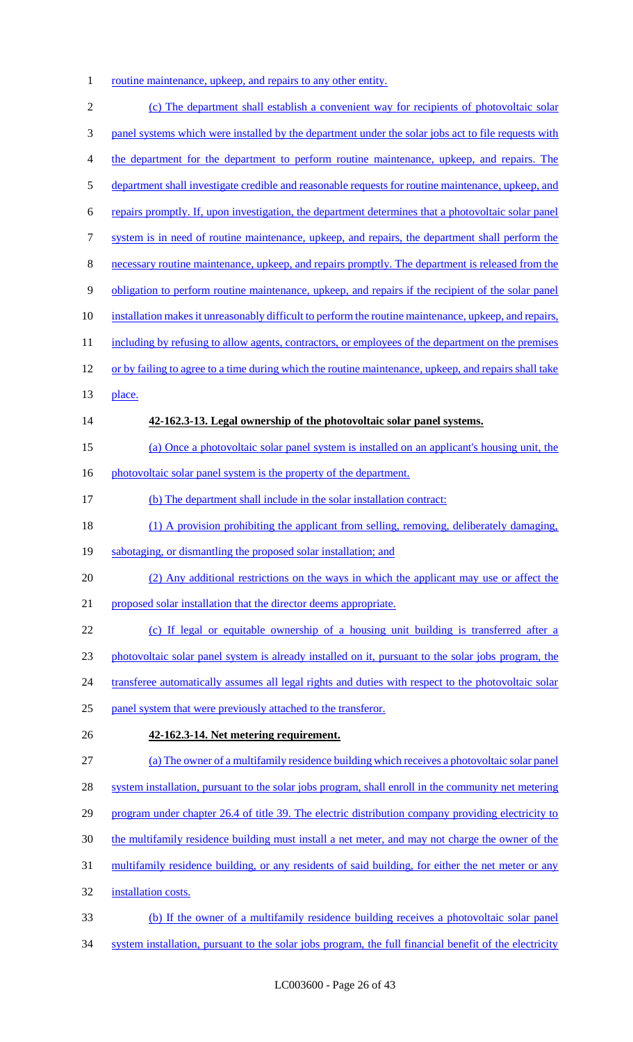routine maintenance, upkeep, and repairs to any other entity.

(c) The department shall establish a convenient way for recipients of photovoltaic solar panel systems which were installed by the department under the solar jobs act to file requests with the department for the department to perform routine maintenance, upkeep, and repairs. The department shall investigate credible and reasonable requests for routine maintenance, upkeep, and repairs promptly. If, upon investigation, the department determines that a photovoltaic solar panel system is in need of routine maintenance, upkeep, and repairs, the department shall perform the necessary routine maintenance, upkeep, and repairs promptly. The department is released from the obligation to perform routine maintenance, upkeep, and repairs if the recipient of the solar panel installation makes it unreasonably difficult to perform the routine maintenance, upkeep, and repairs, including by refusing to allow agents, contractors, or employees of the department on the premises or by failing to agree to a time during which the routine maintenance, upkeep, and repairs shall take place.

**42-162.3-13. Legal ownership of the photovoltaic solar panel systems.**

(a) Once a photovoltaic solar panel system is installed on an applicant's housing unit, the photovoltaic solar panel system is the property of the department.

(b) The department shall include in the solar installation contract:

(1) A provision prohibiting the applicant from selling, removing, deliberately damaging, sabotaging, or dismantling the proposed solar installation; and

(2) Any additional restrictions on the ways in which the applicant may use or affect the proposed solar installation that the director deems appropriate.

(c) If legal or equitable ownership of a housing unit building is transferred after a photovoltaic solar panel system is already installed on it, pursuant to the solar jobs program, the transferee automatically assumes all legal rights and duties with respect to the photovoltaic solar panel system that were previously attached to the transferor.

**42-162.3-14. Net metering requirement.**

(a) The owner of a multifamily residence building which receives a photovoltaic solar panel system installation, pursuant to the solar jobs program, shall enroll in the community net metering program under chapter 26.4 of title 39. The electric distribution company providing electricity to the multifamily residence building must install a net meter, and may not charge the owner of the multifamily residence building, or any residents of said building, for either the net meter or any installation costs.

(b) If the owner of a multifamily residence building receives a photovoltaic solar panel system installation, pursuant to the solar jobs program, the full financial benefit of the electricity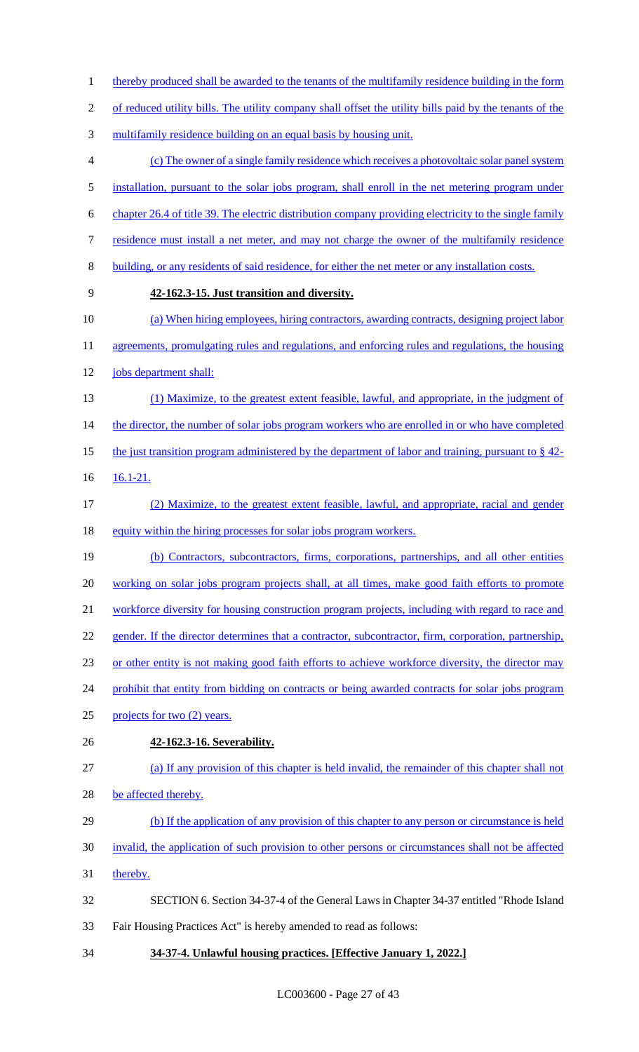thereby produced shall be awarded to the tenants of the multifamily residence building in the form of reduced utility bills. The utility company shall offset the utility bills paid by the tenants of the multifamily residence building on an equal basis by housing unit.

(c) The owner of a single family residence which receives a photovoltaic solar panel system installation, pursuant to the solar jobs program, shall enroll in the net metering program under chapter 26.4 of title 39. The electric distribution company providing electricity to the single family residence must install a net meter, and may not charge the owner of the multifamily residence building, or any residents of said residence, for either the net meter or any installation costs.

**42-162.3-15. Just transition and diversity.**

(a) When hiring employees, hiring contractors, awarding contracts, designing project labor agreements, promulgating rules and regulations, and enforcing rules and regulations, the housing jobs department shall:

(1) Maximize, to the greatest extent feasible, lawful, and appropriate, in the judgment of the director, the number of solar jobs program workers who are enrolled in or who have completed the just transition program administered by the department of labor and training, pursuant to § 42-16.1-21.

(2) Maximize, to the greatest extent feasible, lawful, and appropriate, racial and gender equity within the hiring processes for solar jobs program workers.

(b) Contractors, subcontractors, firms, corporations, partnerships, and all other entities working on solar jobs program projects shall, at all times, make good faith efforts to promote workforce diversity for housing construction program projects, including with regard to race and gender. If the director determines that a contractor, subcontractor, firm, corporation, partnership, or other entity is not making good faith efforts to achieve workforce diversity, the director may prohibit that entity from bidding on contracts or being awarded contracts for solar jobs program projects for two (2) years.

**42-162.3-16. Severability.**

(a) If any provision of this chapter is held invalid, the remainder of this chapter shall not be affected thereby.

(b) If the application of any provision of this chapter to any person or circumstance is held invalid, the application of such provision to other persons or circumstances shall not be affected thereby.

SECTION 6. Section 34-37-4 of the General Laws in Chapter 34-37 entitled "Rhode Island Fair Housing Practices Act" is hereby amended to read as follows:

**34-37-4. Unlawful housing practices. [Effective January 1, 2022.]**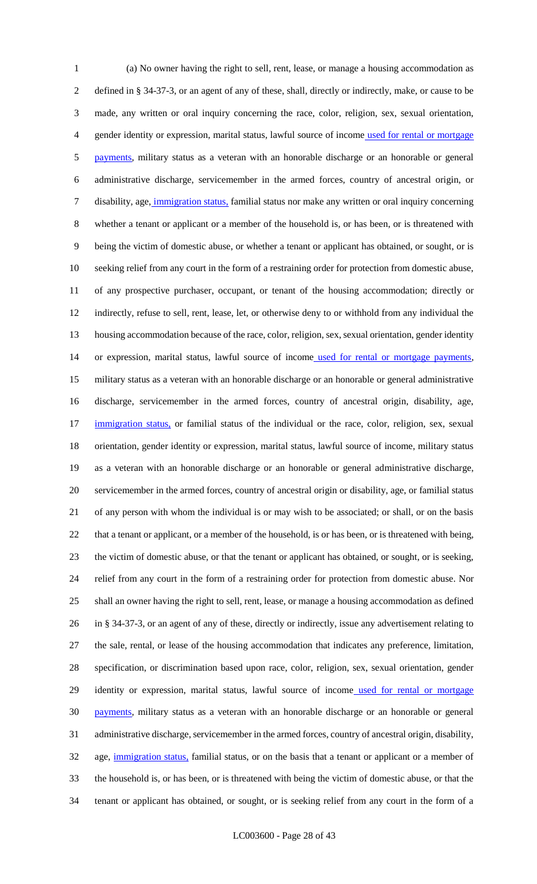(a) No owner having the right to sell, rent, lease, or manage a housing accommodation as defined in § 34-37-3, or an agent of any of these, shall, directly or indirectly, make, or cause to be made, any written or oral inquiry concerning the race, color, religion, sex, sexual orientation, gender identity or expression, marital status, lawful source of income used for rental or mortgage payments, military status as a veteran with an honorable discharge or an honorable or general administrative discharge, servicemember in the armed forces, country of ancestral origin, or disability, age, immigration status, familial status nor make any written or oral inquiry concerning whether a tenant or applicant or a member of the household is, or has been, or is threatened with being the victim of domestic abuse, or whether a tenant or applicant has obtained, or sought, or is seeking relief from any court in the form of a restraining order for protection from domestic abuse, of any prospective purchaser, occupant, or tenant of the housing accommodation; directly or indirectly, refuse to sell, rent, lease, let, or otherwise deny to or withhold from any individual the housing accommodation because of the race, color, religion, sex, sexual orientation, gender identity or expression, marital status, lawful source of income used for rental or mortgage payments, military status as a veteran with an honorable discharge or an honorable or general administrative discharge, servicemember in the armed forces, country of ancestral origin, disability, age, immigration status, or familial status of the individual or the race, color, religion, sex, sexual orientation, gender identity or expression, marital status, lawful source of income, military status as a veteran with an honorable discharge or an honorable or general administrative discharge, servicemember in the armed forces, country of ancestral origin or disability, age, or familial status of any person with whom the individual is or may wish to be associated; or shall, or on the basis that a tenant or applicant, or a member of the household, is or has been, or is threatened with being, the victim of domestic abuse, or that the tenant or applicant has obtained, or sought, or is seeking, relief from any court in the form of a restraining order for protection from domestic abuse. Nor shall an owner having the right to sell, rent, lease, or manage a housing accommodation as defined in § 34-37-3, or an agent of any of these, directly or indirectly, issue any advertisement relating to the sale, rental, or lease of the housing accommodation that indicates any preference, limitation, specification, or discrimination based upon race, color, religion, sex, sexual orientation, gender identity or expression, marital status, lawful source of income used for rental or mortgage payments, military status as a veteran with an honorable discharge or an honorable or general administrative discharge, servicemember in the armed forces, country of ancestral origin, disability, age, immigration status, familial status, or on the basis that a tenant or applicant or a member of the household is, or has been, or is threatened with being the victim of domestic abuse, or that the tenant or applicant has obtained, or sought, or is seeking relief from any court in the form of a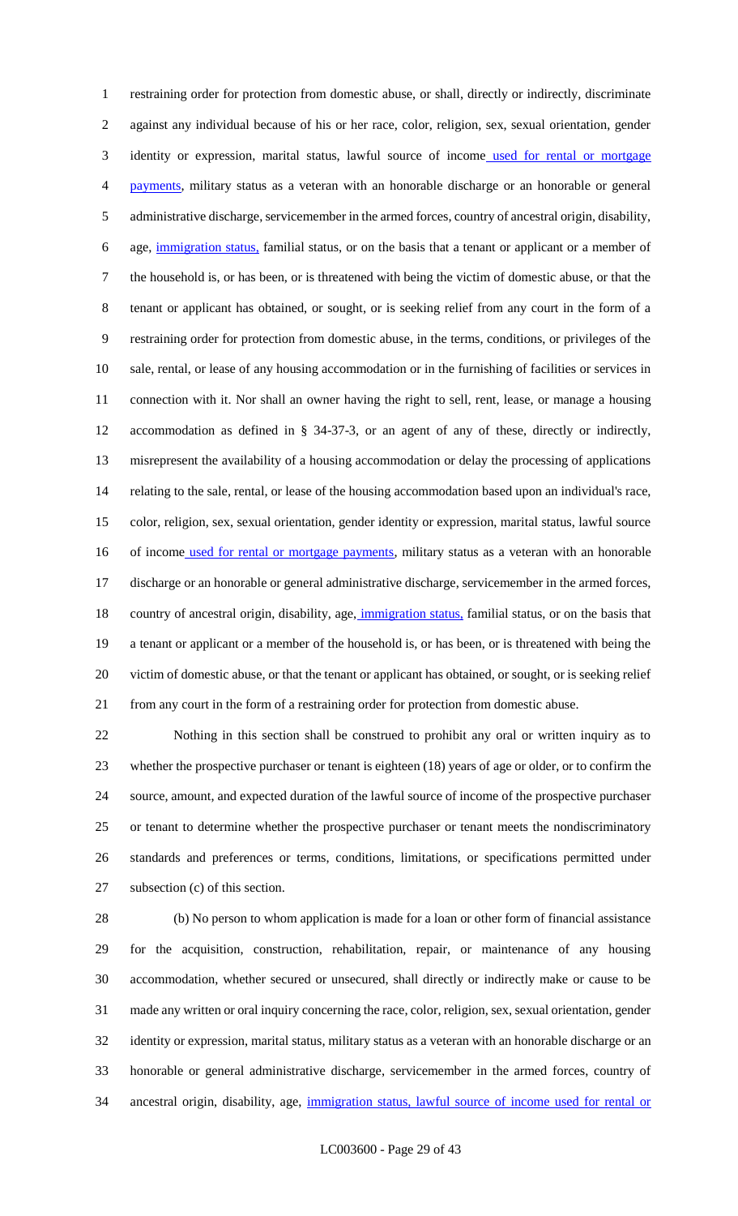restraining order for protection from domestic abuse, or shall, directly or indirectly, discriminate against any individual because of his or her race, color, religion, sex, sexual orientation, gender identity or expression, marital status, lawful source of income used for rental or mortgage payments, military status as a veteran with an honorable discharge or an honorable or general administrative discharge, servicemember in the armed forces, country of ancestral origin, disability, age, immigration status, familial status, or on the basis that a tenant or applicant or a member of the household is, or has been, or is threatened with being the victim of domestic abuse, or that the tenant or applicant has obtained, or sought, or is seeking relief from any court in the form of a restraining order for protection from domestic abuse, in the terms, conditions, or privileges of the sale, rental, or lease of any housing accommodation or in the furnishing of facilities or services in connection with it. Nor shall an owner having the right to sell, rent, lease, or manage a housing accommodation as defined in § 34-37-3, or an agent of any of these, directly or indirectly, misrepresent the availability of a housing accommodation or delay the processing of applications relating to the sale, rental, or lease of the housing accommodation based upon an individual's race, color, religion, sex, sexual orientation, gender identity or expression, marital status, lawful source of income used for rental or mortgage payments, military status as a veteran with an honorable discharge or an honorable or general administrative discharge, servicemember in the armed forces, country of ancestral origin, disability, age, immigration status, familial status, or on the basis that a tenant or applicant or a member of the household is, or has been, or is threatened with being the victim of domestic abuse, or that the tenant or applicant has obtained, or sought, or is seeking relief from any court in the form of a restraining order for protection from domestic abuse.

Nothing in this section shall be construed to prohibit any oral or written inquiry as to whether the prospective purchaser or tenant is eighteen (18) years of age or older, or to confirm the source, amount, and expected duration of the lawful source of income of the prospective purchaser or tenant to determine whether the prospective purchaser or tenant meets the nondiscriminatory standards and preferences or terms, conditions, limitations, or specifications permitted under subsection (c) of this section.

(b) No person to whom application is made for a loan or other form of financial assistance for the acquisition, construction, rehabilitation, repair, or maintenance of any housing accommodation, whether secured or unsecured, shall directly or indirectly make or cause to be made any written or oral inquiry concerning the race, color, religion, sex, sexual orientation, gender identity or expression, marital status, military status as a veteran with an honorable discharge or an honorable or general administrative discharge, servicemember in the armed forces, country of ancestral origin, disability, age, immigration status, lawful source of income used for rental or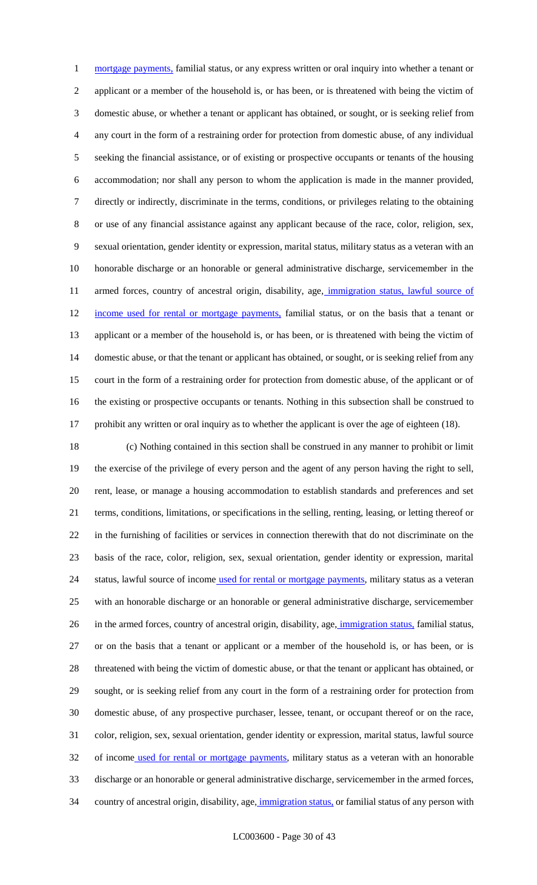mortgage payments, familial status, or any express written or oral inquiry into whether a tenant or applicant or a member of the household is, or has been, or is threatened with being the victim of domestic abuse, or whether a tenant or applicant has obtained, or sought, or is seeking relief from any court in the form of a restraining order for protection from domestic abuse, of any individual seeking the financial assistance, or of existing or prospective occupants or tenants of the housing accommodation; nor shall any person to whom the application is made in the manner provided, directly or indirectly, discriminate in the terms, conditions, or privileges relating to the obtaining or use of any financial assistance against any applicant because of the race, color, religion, sex, sexual orientation, gender identity or expression, marital status, military status as a veteran with an honorable discharge or an honorable or general administrative discharge, servicemember in the armed forces, country of ancestral origin, disability, age, immigration status, lawful source of income used for rental or mortgage payments, familial status, or on the basis that a tenant or applicant or a member of the household is, or has been, or is threatened with being the victim of domestic abuse, or that the tenant or applicant has obtained, or sought, or is seeking relief from any court in the form of a restraining order for protection from domestic abuse, of the applicant or of the existing or prospective occupants or tenants. Nothing in this subsection shall be construed to prohibit any written or oral inquiry as to whether the applicant is over the age of eighteen (18).

(c) Nothing contained in this section shall be construed in any manner to prohibit or limit the exercise of the privilege of every person and the agent of any person having the right to sell, rent, lease, or manage a housing accommodation to establish standards and preferences and set terms, conditions, limitations, or specifications in the selling, renting, leasing, or letting thereof or in the furnishing of facilities or services in connection therewith that do not discriminate on the basis of the race, color, religion, sex, sexual orientation, gender identity or expression, marital status, lawful source of income used for rental or mortgage payments, military status as a veteran with an honorable discharge or an honorable or general administrative discharge, servicemember in the armed forces, country of ancestral origin, disability, age, immigration status, familial status, or on the basis that a tenant or applicant or a member of the household is, or has been, or is threatened with being the victim of domestic abuse, or that the tenant or applicant has obtained, or sought, or is seeking relief from any court in the form of a restraining order for protection from domestic abuse, of any prospective purchaser, lessee, tenant, or occupant thereof or on the race, color, religion, sex, sexual orientation, gender identity or expression, marital status, lawful source of income used for rental or mortgage payments, military status as a veteran with an honorable discharge or an honorable or general administrative discharge, servicemember in the armed forces, country of ancestral origin, disability, age, immigration status, or familial status of any person with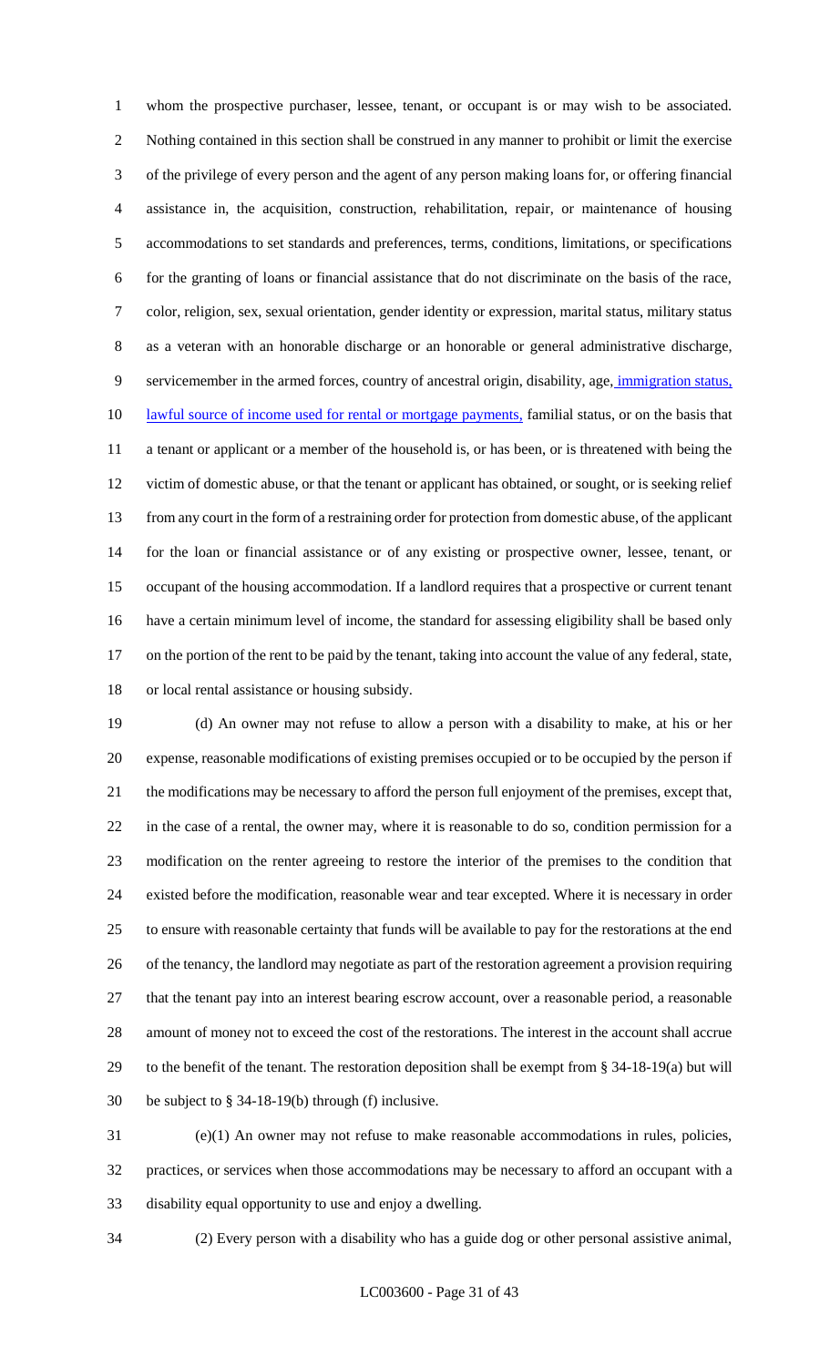whom the prospective purchaser, lessee, tenant, or occupant is or may wish to be associated. Nothing contained in this section shall be construed in any manner to prohibit or limit the exercise of the privilege of every person and the agent of any person making loans for, or offering financial assistance in, the acquisition, construction, rehabilitation, repair, or maintenance of housing accommodations to set standards and preferences, terms, conditions, limitations, or specifications for the granting of loans or financial assistance that do not discriminate on the basis of the race, color, religion, sex, sexual orientation, gender identity or expression, marital status, military status as a veteran with an honorable discharge or an honorable or general administrative discharge, servicemember in the armed forces, country of ancestral origin, disability, age, immigration status, lawful source of income used for rental or mortgage payments, familial status, or on the basis that a tenant or applicant or a member of the household is, or has been, or is threatened with being the victim of domestic abuse, or that the tenant or applicant has obtained, or sought, or is seeking relief from any court in the form of a restraining order for protection from domestic abuse, of the applicant for the loan or financial assistance or of any existing or prospective owner, lessee, tenant, or occupant of the housing accommodation. If a landlord requires that a prospective or current tenant have a certain minimum level of income, the standard for assessing eligibility shall be based only on the portion of the rent to be paid by the tenant, taking into account the value of any federal, state, or local rental assistance or housing subsidy.

(d) An owner may not refuse to allow a person with a disability to make, at his or her expense, reasonable modifications of existing premises occupied or to be occupied by the person if the modifications may be necessary to afford the person full enjoyment of the premises, except that, in the case of a rental, the owner may, where it is reasonable to do so, condition permission for a modification on the renter agreeing to restore the interior of the premises to the condition that existed before the modification, reasonable wear and tear excepted. Where it is necessary in order to ensure with reasonable certainty that funds will be available to pay for the restorations at the end of the tenancy, the landlord may negotiate as part of the restoration agreement a provision requiring that the tenant pay into an interest bearing escrow account, over a reasonable period, a reasonable amount of money not to exceed the cost of the restorations. The interest in the account shall accrue to the benefit of the tenant. The restoration deposition shall be exempt from § 34-18-19(a) but will be subject to § 34-18-19(b) through (f) inclusive.

(e)(1) An owner may not refuse to make reasonable accommodations in rules, policies, practices, or services when those accommodations may be necessary to afford an occupant with a disability equal opportunity to use and enjoy a dwelling.

(2) Every person with a disability who has a guide dog or other personal assistive animal,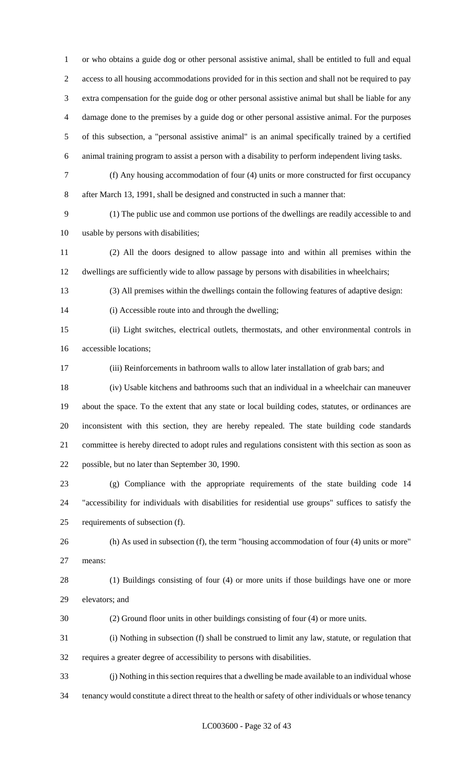or who obtains a guide dog or other personal assistive animal, shall be entitled to full and equal access to all housing accommodations provided for in this section and shall not be required to pay extra compensation for the guide dog or other personal assistive animal but shall be liable for any damage done to the premises by a guide dog or other personal assistive animal. For the purposes of this subsection, a "personal assistive animal" is an animal specifically trained by a certified animal training program to assist a person with a disability to perform independent living tasks.

(f) Any housing accommodation of four (4) units or more constructed for first occupancy after March 13, 1991, shall be designed and constructed in such a manner that:

(1) The public use and common use portions of the dwellings are readily accessible to and usable by persons with disabilities;

(2) All the doors designed to allow passage into and within all premises within the dwellings are sufficiently wide to allow passage by persons with disabilities in wheelchairs;

(3) All premises within the dwellings contain the following features of adaptive design:

(i) Accessible route into and through the dwelling;

(ii) Light switches, electrical outlets, thermostats, and other environmental controls in accessible locations;

(iii) Reinforcements in bathroom walls to allow later installation of grab bars; and

(iv) Usable kitchens and bathrooms such that an individual in a wheelchair can maneuver about the space. To the extent that any state or local building codes, statutes, or ordinances are inconsistent with this section, they are hereby repealed. The state building code standards committee is hereby directed to adopt rules and regulations consistent with this section as soon as possible, but no later than September 30, 1990.

(g) Compliance with the appropriate requirements of the state building code 14 "accessibility for individuals with disabilities for residential use groups" suffices to satisfy the requirements of subsection (f).

(h) As used in subsection (f), the term "housing accommodation of four (4) units or more" means:

(1) Buildings consisting of four (4) or more units if those buildings have one or more elevators; and

(2) Ground floor units in other buildings consisting of four (4) or more units.

(i) Nothing in subsection (f) shall be construed to limit any law, statute, or regulation that requires a greater degree of accessibility to persons with disabilities.

(j) Nothing in this section requires that a dwelling be made available to an individual whose tenancy would constitute a direct threat to the health or safety of other individuals or whose tenancy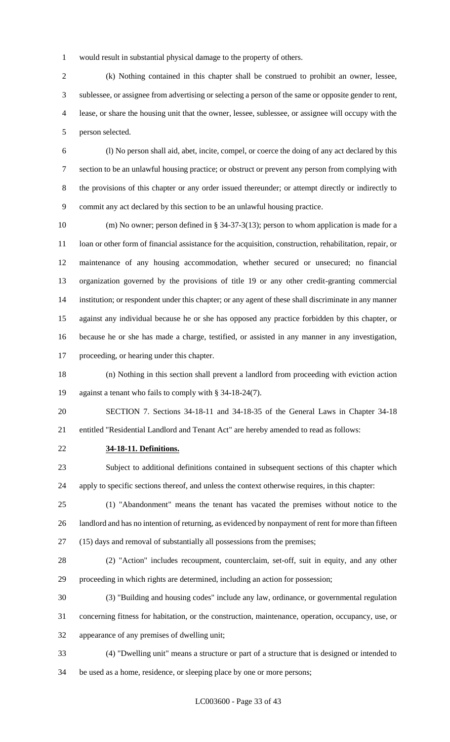would result in substantial physical damage to the property of others.

(k) Nothing contained in this chapter shall be construed to prohibit an owner, lessee, sublessee, or assignee from advertising or selecting a person of the same or opposite gender to rent, lease, or share the housing unit that the owner, lessee, sublessee, or assignee will occupy with the person selected.

(l) No person shall aid, abet, incite, compel, or coerce the doing of any act declared by this section to be an unlawful housing practice; or obstruct or prevent any person from complying with the provisions of this chapter or any order issued thereunder; or attempt directly or indirectly to commit any act declared by this section to be an unlawful housing practice.

(m) No owner; person defined in § 34-37-3(13); person to whom application is made for a loan or other form of financial assistance for the acquisition, construction, rehabilitation, repair, or maintenance of any housing accommodation, whether secured or unsecured; no financial organization governed by the provisions of title 19 or any other credit-granting commercial institution; or respondent under this chapter; or any agent of these shall discriminate in any manner against any individual because he or she has opposed any practice forbidden by this chapter, or because he or she has made a charge, testified, or assisted in any manner in any investigation, proceeding, or hearing under this chapter.

(n) Nothing in this section shall prevent a landlord from proceeding with eviction action against a tenant who fails to comply with § 34-18-24(7).

SECTION 7. Sections 34-18-11 and 34-18-35 of the General Laws in Chapter 34-18 entitled "Residential Landlord and Tenant Act" are hereby amended to read as follows:

**34-18-11. Definitions.**

Subject to additional definitions contained in subsequent sections of this chapter which apply to specific sections thereof, and unless the context otherwise requires, in this chapter:

(1) "Abandonment" means the tenant has vacated the premises without notice to the landlord and has no intention of returning, as evidenced by nonpayment of rent for more than fifteen (15) days and removal of substantially all possessions from the premises;

(2) "Action" includes recoupment, counterclaim, set-off, suit in equity, and any other proceeding in which rights are determined, including an action for possession;

(3) "Building and housing codes" include any law, ordinance, or governmental regulation concerning fitness for habitation, or the construction, maintenance, operation, occupancy, use, or appearance of any premises of dwelling unit;

(4) "Dwelling unit" means a structure or part of a structure that is designed or intended to be used as a home, residence, or sleeping place by one or more persons;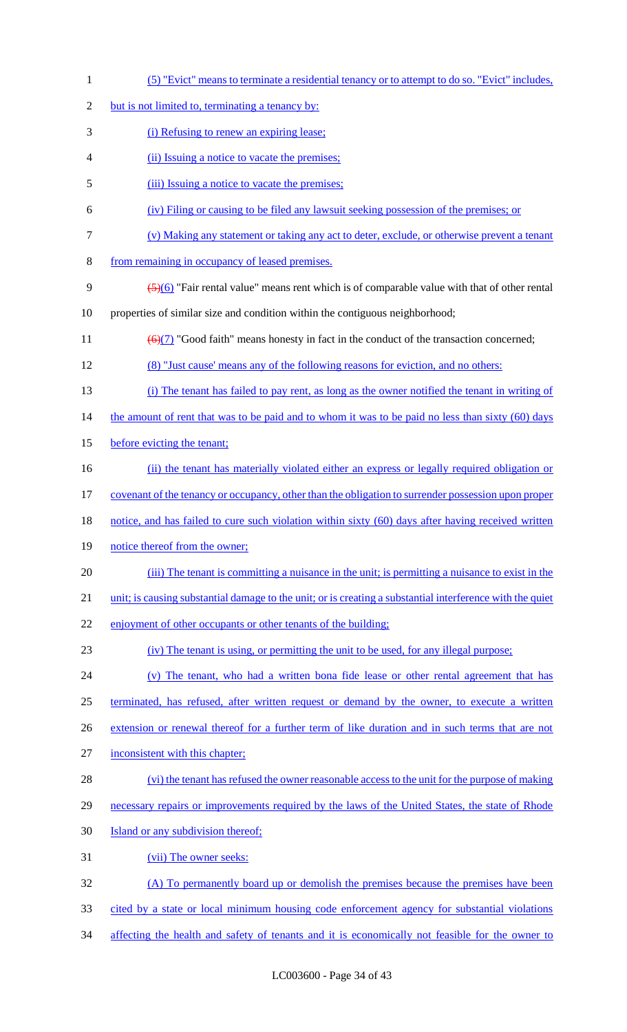(5) "Evict" means to terminate a residential tenancy or to attempt to do so. "Evict" includes, but is not limited to, terminating a tenancy by:

(i) Refusing to renew an expiring lease;

(ii) Issuing a notice to vacate the premises;

(iii) Issuing a notice to vacate the premises;

(iv) Filing or causing to be filed any lawsuit seeking possession of the premises; or

(v) Making any statement or taking any act to deter, exclude, or otherwise prevent a tenant from remaining in occupancy of leased premises.

~~(5)~~(6) "Fair rental value" means rent which is of comparable value with that of other rental properties of similar size and condition within the contiguous neighborhood;

~~(6)~~(7) "Good faith" means honesty in fact in the conduct of the transaction concerned;

(8) "Just cause' means any of the following reasons for eviction, and no others:

(i) The tenant has failed to pay rent, as long as the owner notified the tenant in writing of the amount of rent that was to be paid and to whom it was to be paid no less than sixty (60) days before evicting the tenant;

(ii) the tenant has materially violated either an express or legally required obligation or covenant of the tenancy or occupancy, other than the obligation to surrender possession upon proper notice, and has failed to cure such violation within sixty (60) days after having received written notice thereof from the owner;

(iii) The tenant is committing a nuisance in the unit; is permitting a nuisance to exist in the unit; is causing substantial damage to the unit; or is creating a substantial interference with the quiet enjoyment of other occupants or other tenants of the building;

(iv) The tenant is using, or permitting the unit to be used, for any illegal purpose;

(v) The tenant, who had a written bona fide lease or other rental agreement that has terminated, has refused, after written request or demand by the owner, to execute a written extension or renewal thereof for a further term of like duration and in such terms that are not inconsistent with this chapter;

(vi) the tenant has refused the owner reasonable access to the unit for the purpose of making necessary repairs or improvements required by the laws of the United States, the state of Rhode Island or any subdivision thereof;

(vii) The owner seeks:

(A) To permanently board up or demolish the premises because the premises have been cited by a state or local minimum housing code enforcement agency for substantial violations affecting the health and safety of tenants and it is economically not feasible for the owner to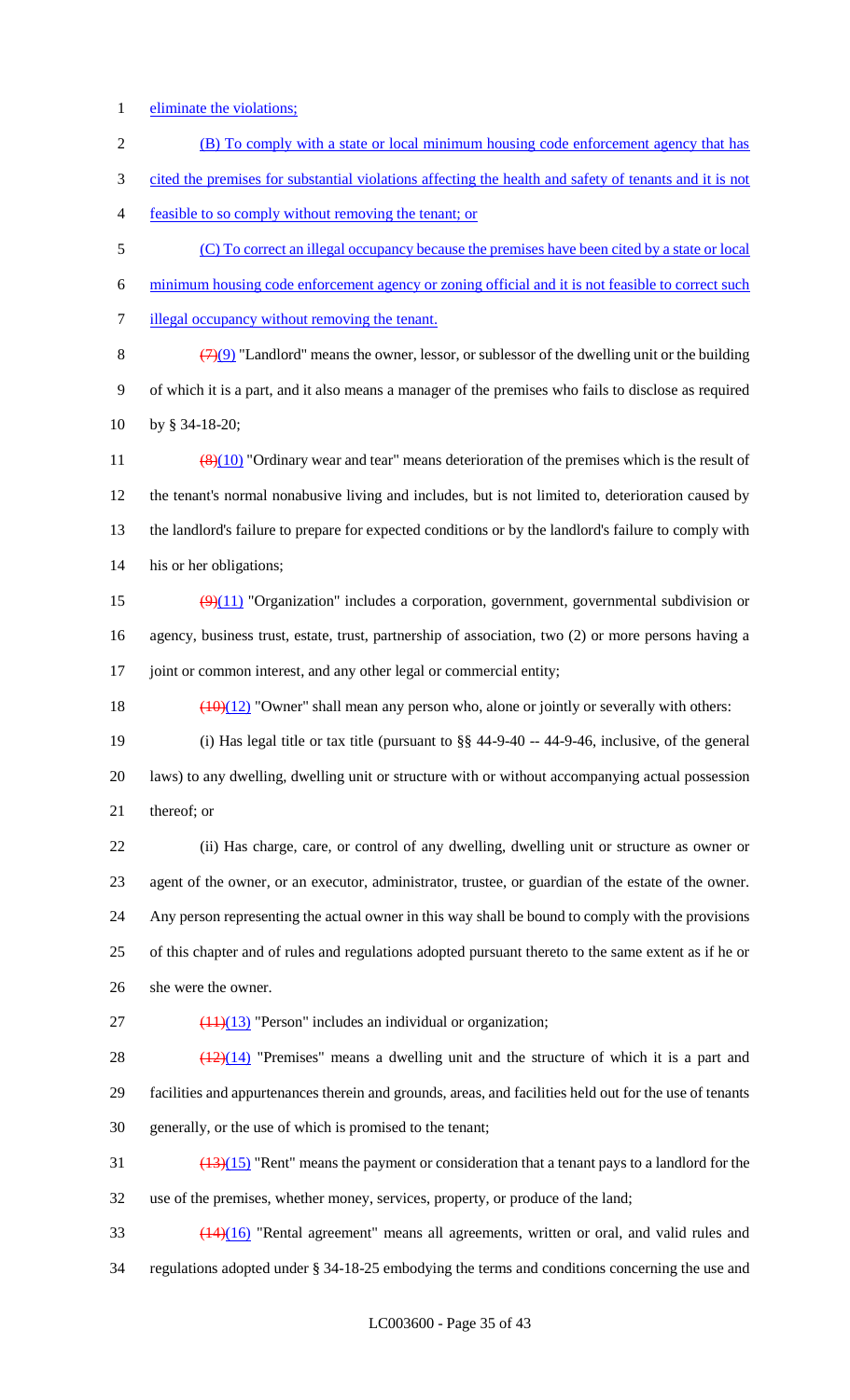eliminate the violations;

(B) To comply with a state or local minimum housing code enforcement agency that has cited the premises for substantial violations affecting the health and safety of tenants and it is not feasible to so comply without removing the tenant; or

(C) To correct an illegal occupancy because the premises have been cited by a state or local minimum housing code enforcement agency or zoning official and it is not feasible to correct such illegal occupancy without removing the tenant.

~~(7)~~(9) "Landlord" means the owner, lessor, or sublessor of the dwelling unit or the building of which it is a part, and it also means a manager of the premises who fails to disclose as required by § 34-18-20;

~~(8)~~(10) "Ordinary wear and tear" means deterioration of the premises which is the result of the tenant's normal nonabusive living and includes, but is not limited to, deterioration caused by the landlord's failure to prepare for expected conditions or by the landlord's failure to comply with his or her obligations;

~~(9)~~(11) "Organization" includes a corporation, government, governmental subdivision or agency, business trust, estate, trust, partnership of association, two (2) or more persons having a joint or common interest, and any other legal or commercial entity;

~~(10)~~(12) "Owner" shall mean any person who, alone or jointly or severally with others:

(i) Has legal title or tax title (pursuant to §§ 44-9-40 -- 44-9-46, inclusive, of the general laws) to any dwelling, dwelling unit or structure with or without accompanying actual possession thereof; or

(ii) Has charge, care, or control of any dwelling, dwelling unit or structure as owner or agent of the owner, or an executor, administrator, trustee, or guardian of the estate of the owner. Any person representing the actual owner in this way shall be bound to comply with the provisions of this chapter and of rules and regulations adopted pursuant thereto to the same extent as if he or she were the owner.

~~(11)~~(13) "Person" includes an individual or organization;

~~(12)~~(14) "Premises" means a dwelling unit and the structure of which it is a part and facilities and appurtenances therein and grounds, areas, and facilities held out for the use of tenants generally, or the use of which is promised to the tenant;

~~(13)~~(15) "Rent" means the payment or consideration that a tenant pays to a landlord for the use of the premises, whether money, services, property, or produce of the land;

~~(14)~~(16) "Rental agreement" means all agreements, written or oral, and valid rules and regulations adopted under § 34-18-25 embodying the terms and conditions concerning the use and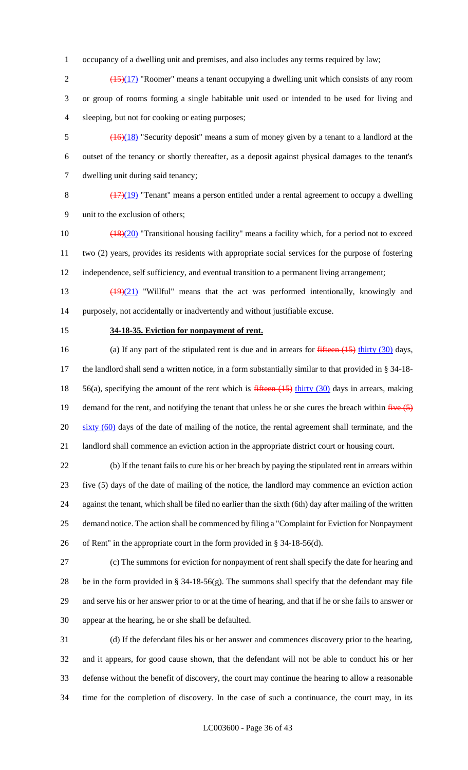occupancy of a dwelling unit and premises, and also includes any terms required by law;

~~(15)~~(17) "Roomer" means a tenant occupying a dwelling unit which consists of any room or group of rooms forming a single habitable unit used or intended to be used for living and sleeping, but not for cooking or eating purposes;

~~(16)~~(18) "Security deposit" means a sum of money given by a tenant to a landlord at the outset of the tenancy or shortly thereafter, as a deposit against physical damages to the tenant's dwelling unit during said tenancy;

~~(17)~~(19) "Tenant" means a person entitled under a rental agreement to occupy a dwelling unit to the exclusion of others;

~~(18)~~(20) "Transitional housing facility" means a facility which, for a period not to exceed two (2) years, provides its residents with appropriate social services for the purpose of fostering independence, self sufficiency, and eventual transition to a permanent living arrangement;

~~(19)~~(21) "Willful" means that the act was performed intentionally, knowingly and purposely, not accidentally or inadvertently and without justifiable excuse.

**34-18-35. Eviction for nonpayment of rent.**

(a) If any part of the stipulated rent is due and in arrears for ~~fifteen (15)~~ thirty (30) days, the landlord shall send a written notice, in a form substantially similar to that provided in § 34-18-56(a), specifying the amount of the rent which is ~~fifteen (15)~~ thirty (30) days in arrears, making demand for the rent, and notifying the tenant that unless he or she cures the breach within ~~five (5)~~ sixty (60) days of the date of mailing of the notice, the rental agreement shall terminate, and the landlord shall commence an eviction action in the appropriate district court or housing court.

(b) If the tenant fails to cure his or her breach by paying the stipulated rent in arrears within five (5) days of the date of mailing of the notice, the landlord may commence an eviction action against the tenant, which shall be filed no earlier than the sixth (6th) day after mailing of the written demand notice. The action shall be commenced by filing a "Complaint for Eviction for Nonpayment of Rent" in the appropriate court in the form provided in § 34-18-56(d).

(c) The summons for eviction for nonpayment of rent shall specify the date for hearing and be in the form provided in § 34-18-56(g). The summons shall specify that the defendant may file and serve his or her answer prior to or at the time of hearing, and that if he or she fails to answer or appear at the hearing, he or she shall be defaulted.

(d) If the defendant files his or her answer and commences discovery prior to the hearing, and it appears, for good cause shown, that the defendant will not be able to conduct his or her defense without the benefit of discovery, the court may continue the hearing to allow a reasonable time for the completion of discovery. In the case of such a continuance, the court may, in its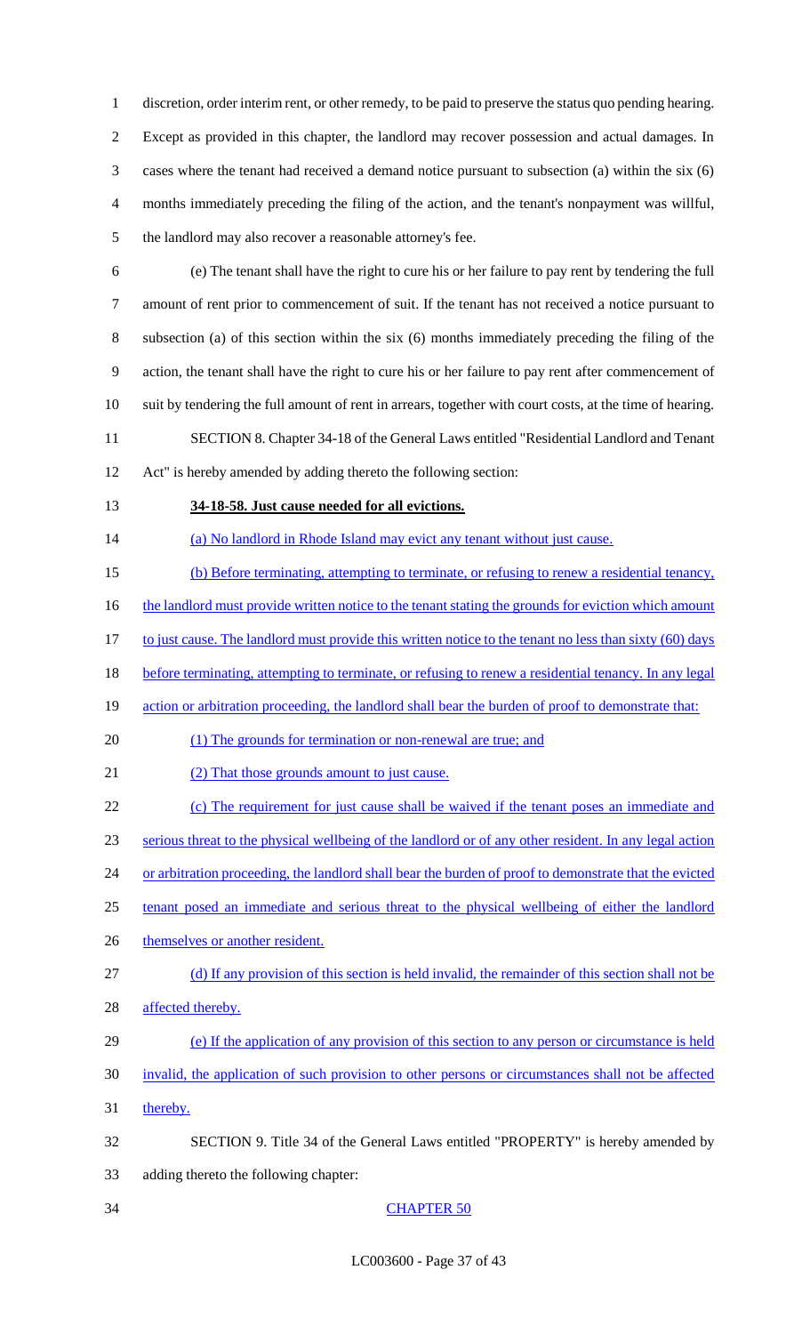discretion, order interim rent, or other remedy, to be paid to preserve the status quo pending hearing. Except as provided in this chapter, the landlord may recover possession and actual damages. In cases where the tenant had received a demand notice pursuant to subsection (a) within the six (6) months immediately preceding the filing of the action, and the tenant's nonpayment was willful, the landlord may also recover a reasonable attorney's fee.

(e) The tenant shall have the right to cure his or her failure to pay rent by tendering the full amount of rent prior to commencement of suit. If the tenant has not received a notice pursuant to subsection (a) of this section within the six (6) months immediately preceding the filing of the action, the tenant shall have the right to cure his or her failure to pay rent after commencement of suit by tendering the full amount of rent in arrears, together with court costs, at the time of hearing.

SECTION 8. Chapter 34-18 of the General Laws entitled "Residential Landlord and Tenant Act" is hereby amended by adding thereto the following section:

**34-18-58. Just cause needed for all evictions.**

(a) No landlord in Rhode Island may evict any tenant without just cause.

(b) Before terminating, attempting to terminate, or refusing to renew a residential tenancy, the landlord must provide written notice to the tenant stating the grounds for eviction which amount to just cause. The landlord must provide this written notice to the tenant no less than sixty (60) days before terminating, attempting to terminate, or refusing to renew a residential tenancy. In any legal action or arbitration proceeding, the landlord shall bear the burden of proof to demonstrate that:

(1) The grounds for termination or non-renewal are true; and

(2) That those grounds amount to just cause.

(c) The requirement for just cause shall be waived if the tenant poses an immediate and serious threat to the physical wellbeing of the landlord or of any other resident. In any legal action or arbitration proceeding, the landlord shall bear the burden of proof to demonstrate that the evicted tenant posed an immediate and serious threat to the physical wellbeing of either the landlord themselves or another resident.

(d) If any provision of this section is held invalid, the remainder of this section shall not be affected thereby.

(e) If the application of any provision of this section to any person or circumstance is held invalid, the application of such provision to other persons or circumstances shall not be affected thereby.

SECTION 9. Title 34 of the General Laws entitled "PROPERTY" is hereby amended by adding thereto the following chapter:

CHAPTER 50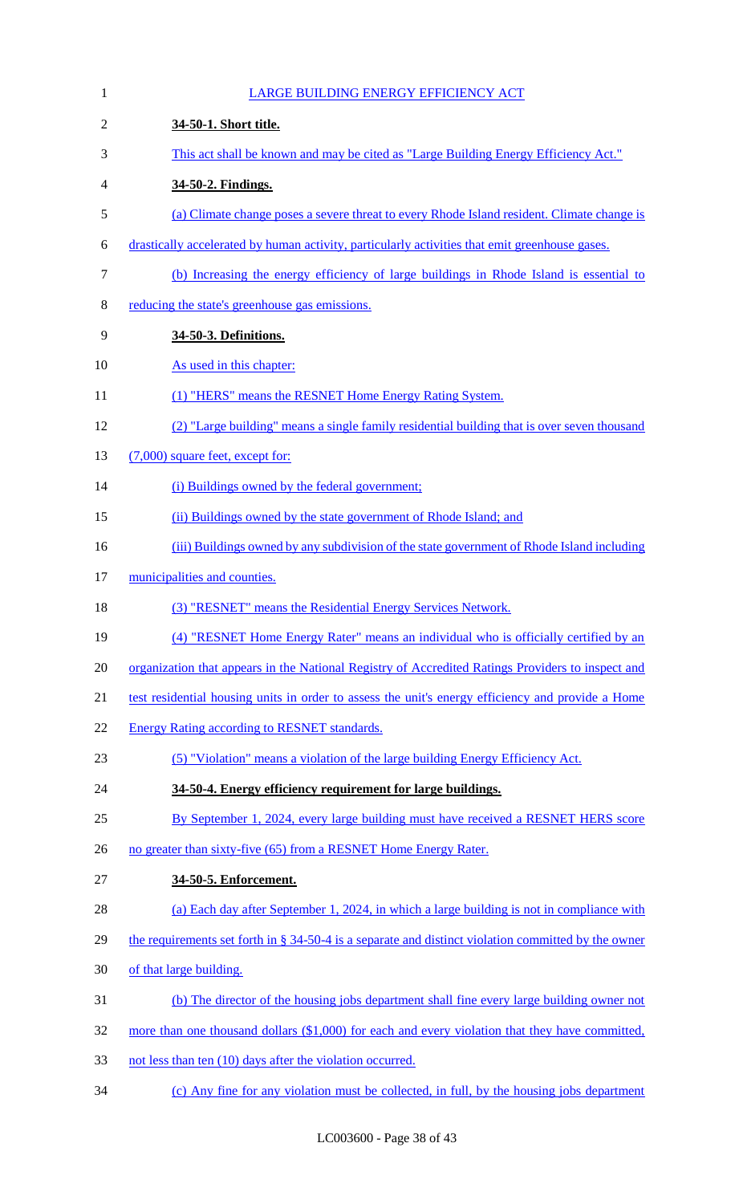LARGE BUILDING ENERGY EFFICIENCY ACT

**34-50-1. Short title.**

This act shall be known and may be cited as "Large Building Energy Efficiency Act."

**34-50-2. Findings.**

(a) Climate change poses a severe threat to every Rhode Island resident. Climate change is drastically accelerated by human activity, particularly activities that emit greenhouse gases.

(b) Increasing the energy efficiency of large buildings in Rhode Island is essential to reducing the state's greenhouse gas emissions.

**34-50-3. Definitions.**

As used in this chapter:

(1) "HERS" means the RESNET Home Energy Rating System.

(2) "Large building" means a single family residential building that is over seven thousand (7,000) square feet, except for:

(i) Buildings owned by the federal government;

(ii) Buildings owned by the state government of Rhode Island; and

(iii) Buildings owned by any subdivision of the state government of Rhode Island including municipalities and counties.

(3) "RESNET" means the Residential Energy Services Network.

(4) "RESNET Home Energy Rater" means an individual who is officially certified by an organization that appears in the National Registry of Accredited Ratings Providers to inspect and test residential housing units in order to assess the unit's energy efficiency and provide a Home Energy Rating according to RESNET standards.

(5) "Violation" means a violation of the large building Energy Efficiency Act.

**34-50-4. Energy efficiency requirement for large buildings.**

By September 1, 2024, every large building must have received a RESNET HERS score no greater than sixty-five (65) from a RESNET Home Energy Rater.

**34-50-5. Enforcement.**

(a) Each day after September 1, 2024, in which a large building is not in compliance with the requirements set forth in § 34-50-4 is a separate and distinct violation committed by the owner of that large building.

(b) The director of the housing jobs department shall fine every large building owner not more than one thousand dollars ($1,000) for each and every violation that they have committed, not less than ten (10) days after the violation occurred.

(c) Any fine for any violation must be collected, in full, by the housing jobs department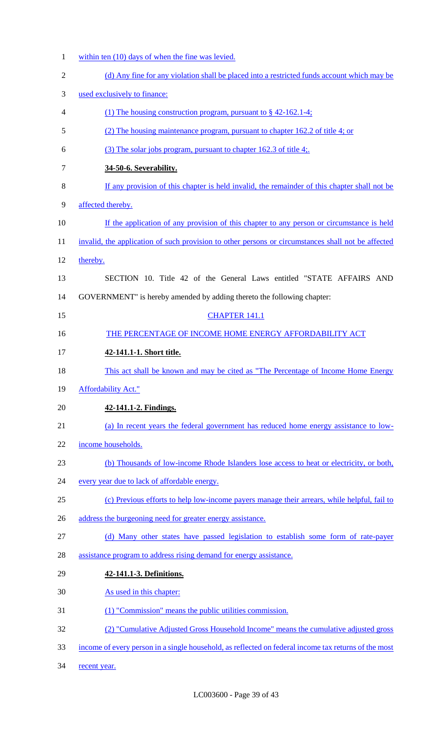within ten (10) days of when the fine was levied.

(d) Any fine for any violation shall be placed into a restricted funds account which may be used exclusively to finance:

(1) The housing construction program, pursuant to § 42-162.1-4;

(2) The housing maintenance program, pursuant to chapter 162.2 of title 4; or

(3) The solar jobs program, pursuant to chapter 162.3 of title 4;.

**34-50-6. Severability.**

If any provision of this chapter is held invalid, the remainder of this chapter shall not be affected thereby.

If the application of any provision of this chapter to any person or circumstance is held invalid, the application of such provision to other persons or circumstances shall not be affected thereby.

SECTION 10. Title 42 of the General Laws entitled "STATE AFFAIRS AND GOVERNMENT" is hereby amended by adding thereto the following chapter:

CHAPTER 141.1

THE PERCENTAGE OF INCOME HOME ENERGY AFFORDABILITY ACT

**42-141.1-1. Short title.**

This act shall be known and may be cited as "The Percentage of Income Home Energy Affordability Act."

**42-141.1-2. Findings.**

(a) In recent years the federal government has reduced home energy assistance to low-income households.

(b) Thousands of low-income Rhode Islanders lose access to heat or electricity, or both, every year due to lack of affordable energy.

(c) Previous efforts to help low-income payers manage their arrears, while helpful, fail to address the burgeoning need for greater energy assistance.

(d) Many other states have passed legislation to establish some form of rate-payer assistance program to address rising demand for energy assistance.

**42-141.1-3. Definitions.**

As used in this chapter:

(1) "Commission" means the public utilities commission.

(2) "Cumulative Adjusted Gross Household Income" means the cumulative adjusted gross income of every person in a single household, as reflected on federal income tax returns of the most recent year.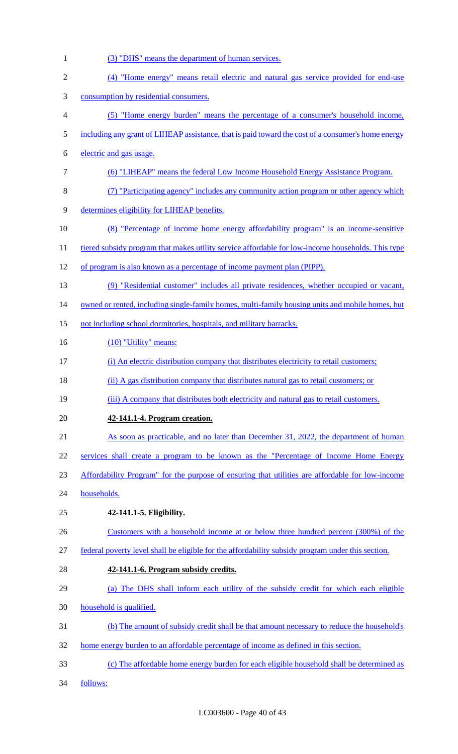(3) "DHS" means the department of human services.

(4) "Home energy" means retail electric and natural gas service provided for end-use consumption by residential consumers.

(5) "Home energy burden" means the percentage of a consumer's household income, including any grant of LIHEAP assistance, that is paid toward the cost of a consumer's home energy electric and gas usage.

(6) "LIHEAP" means the federal Low Income Household Energy Assistance Program.

(7) "Participating agency" includes any community action program or other agency which determines eligibility for LIHEAP benefits.

(8) "Percentage of income home energy affordability program" is an income-sensitive tiered subsidy program that makes utility service affordable for low-income households. This type of program is also known as a percentage of income payment plan (PIPP).

(9) "Residential customer" includes all private residences, whether occupied or vacant, owned or rented, including single-family homes, multi-family housing units and mobile homes, but not including school dormitories, hospitals, and military barracks.

(10) "Utility" means:

(i) An electric distribution company that distributes electricity to retail customers;

(ii) A gas distribution company that distributes natural gas to retail customers; or

(iii) A company that distributes both electricity and natural gas to retail customers.

**42-141.1-4. Program creation.**

As soon as practicable, and no later than December 31, 2022, the department of human services shall create a program to be known as the "Percentage of Income Home Energy Affordability Program" for the purpose of ensuring that utilities are affordable for low-income households.

**42-141.1-5. Eligibility.**

Customers with a household income at or below three hundred percent (300%) of the federal poverty level shall be eligible for the affordability subsidy program under this section.

**42-141.1-6. Program subsidy credits.**

(a) The DHS shall inform each utility of the subsidy credit for which each eligible household is qualified.

(b) The amount of subsidy credit shall be that amount necessary to reduce the household's home energy burden to an affordable percentage of income as defined in this section.

(c) The affordable home energy burden for each eligible household shall be determined as follows: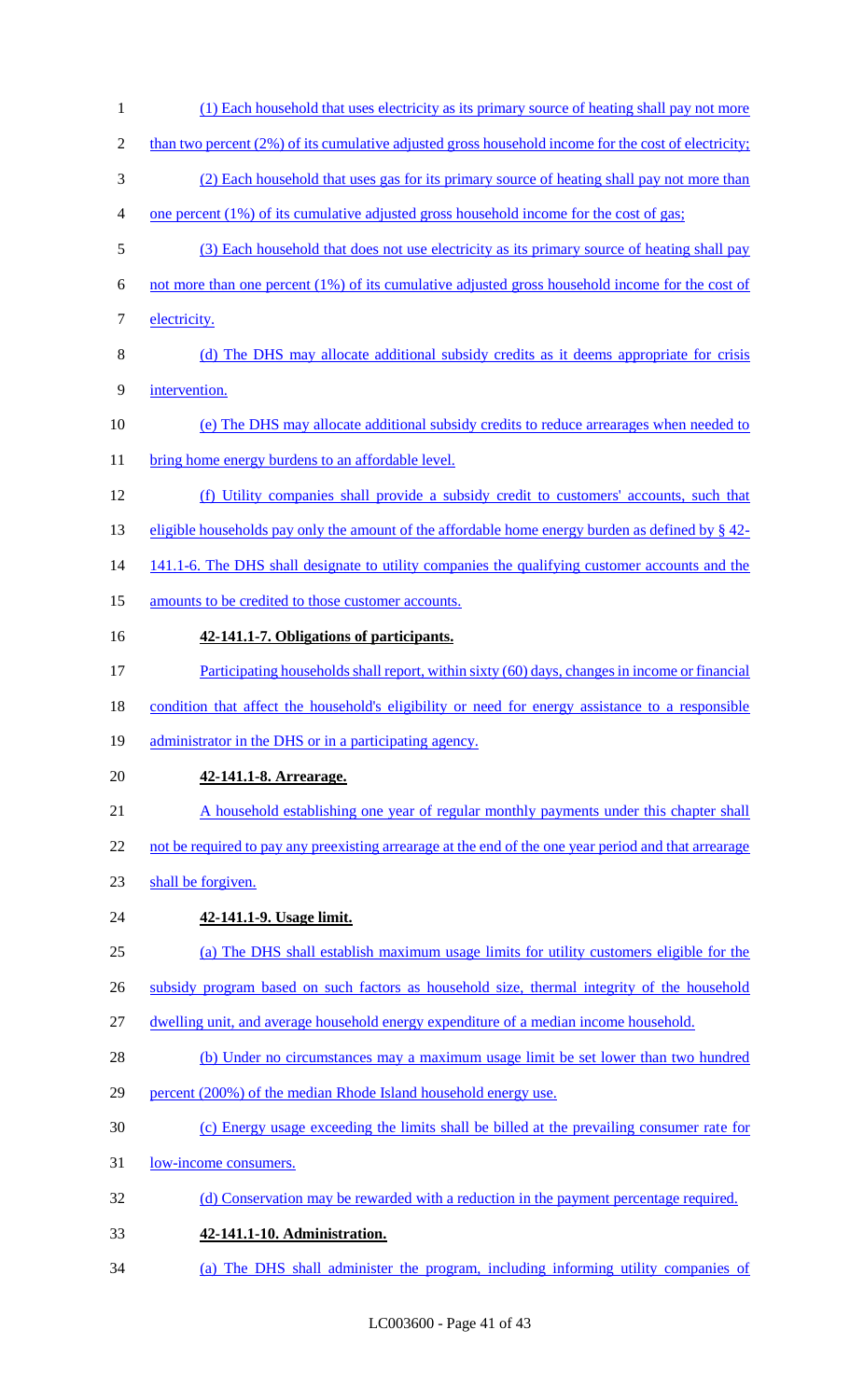(1) Each household that uses electricity as its primary source of heating shall pay not more than two percent (2%) of its cumulative adjusted gross household income for the cost of electricity;

(2) Each household that uses gas for its primary source of heating shall pay not more than one percent (1%) of its cumulative adjusted gross household income for the cost of gas;

(3) Each household that does not use electricity as its primary source of heating shall pay not more than one percent (1%) of its cumulative adjusted gross household income for the cost of electricity.

(d) The DHS may allocate additional subsidy credits as it deems appropriate for crisis intervention.

(e) The DHS may allocate additional subsidy credits to reduce arrearages when needed to bring home energy burdens to an affordable level.

(f) Utility companies shall provide a subsidy credit to customers' accounts, such that eligible households pay only the amount of the affordable home energy burden as defined by § 42-141.1-6. The DHS shall designate to utility companies the qualifying customer accounts and the amounts to be credited to those customer accounts.

**42-141.1-7. Obligations of participants.**

Participating households shall report, within sixty (60) days, changes in income or financial condition that affect the household's eligibility or need for energy assistance to a responsible administrator in the DHS or in a participating agency.

**42-141.1-8. Arrearage.**

A household establishing one year of regular monthly payments under this chapter shall not be required to pay any preexisting arrearage at the end of the one year period and that arrearage shall be forgiven.

**42-141.1-9. Usage limit.**

(a) The DHS shall establish maximum usage limits for utility customers eligible for the subsidy program based on such factors as household size, thermal integrity of the household dwelling unit, and average household energy expenditure of a median income household.

(b) Under no circumstances may a maximum usage limit be set lower than two hundred percent (200%) of the median Rhode Island household energy use.

(c) Energy usage exceeding the limits shall be billed at the prevailing consumer rate for low-income consumers.

(d) Conservation may be rewarded with a reduction in the payment percentage required.

**42-141.1-10. Administration.**

(a) The DHS shall administer the program, including informing utility companies of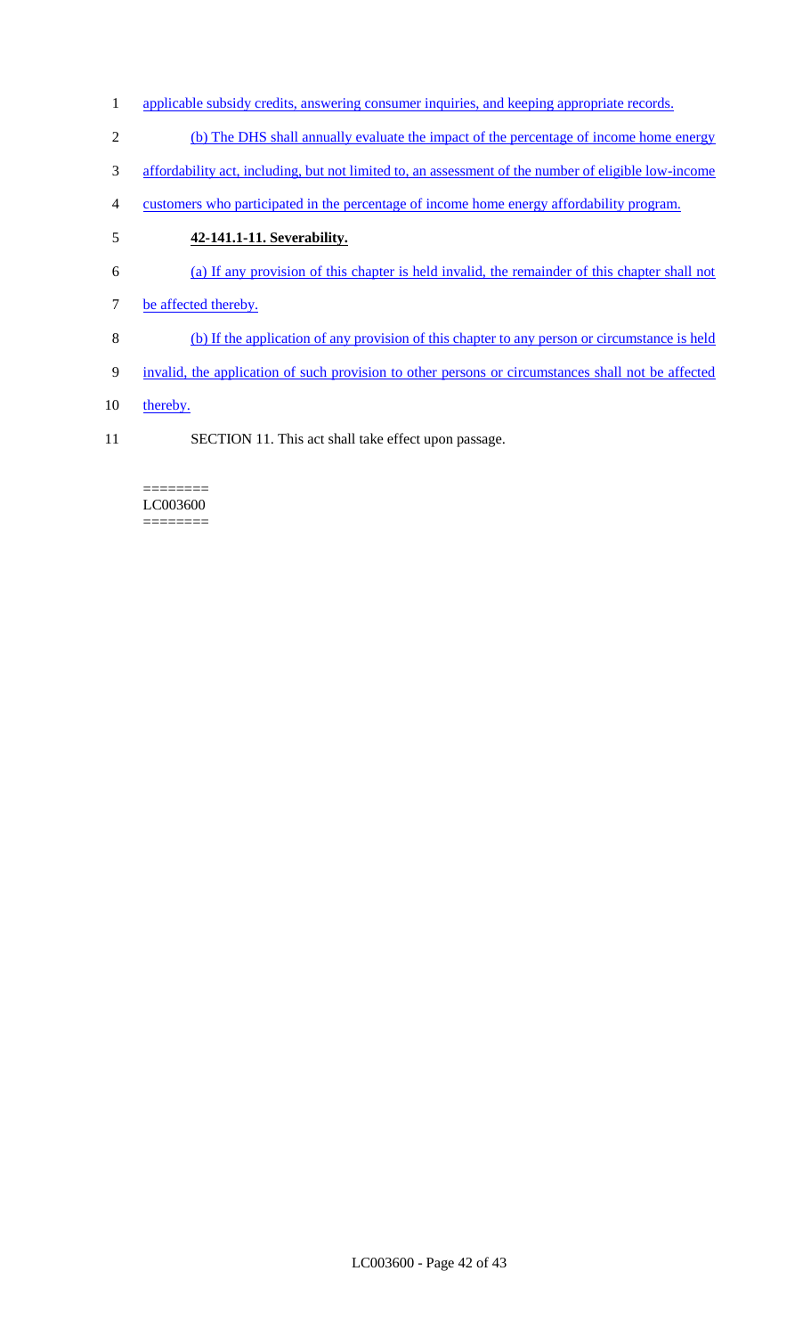applicable subsidy credits, answering consumer inquiries, and keeping appropriate records.

(b) The DHS shall annually evaluate the impact of the percentage of income home energy affordability act, including, but not limited to, an assessment of the number of eligible low-income customers who participated in the percentage of income home energy affordability program.

**42-141.1-11. Severability.**

(a) If any provision of this chapter is held invalid, the remainder of this chapter shall not be affected thereby.

(b) If the application of any provision of this chapter to any person or circumstance is held invalid, the application of such provision to other persons or circumstances shall not be affected thereby.

SECTION 11. This act shall take effect upon passage.

========
LC003600
========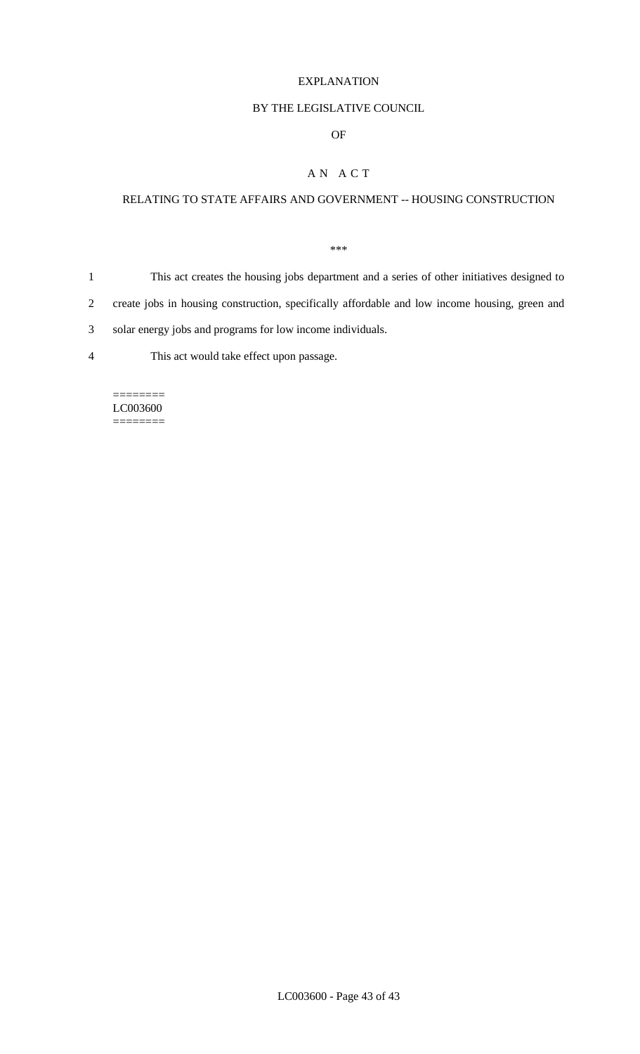EXPLANATION

BY THE LEGISLATIVE COUNCIL

OF

# A N A C T

RELATING TO STATE AFFAIRS AND GOVERNMENT -- HOUSING CONSTRUCTION

***

1 This act creates the housing jobs department and a series of other initiatives designed to
2 create jobs in housing construction, specifically affordable and low income housing, green and
3 solar energy jobs and programs for low income individuals.
4 This act would take effect upon passage.

========
LC003600
========